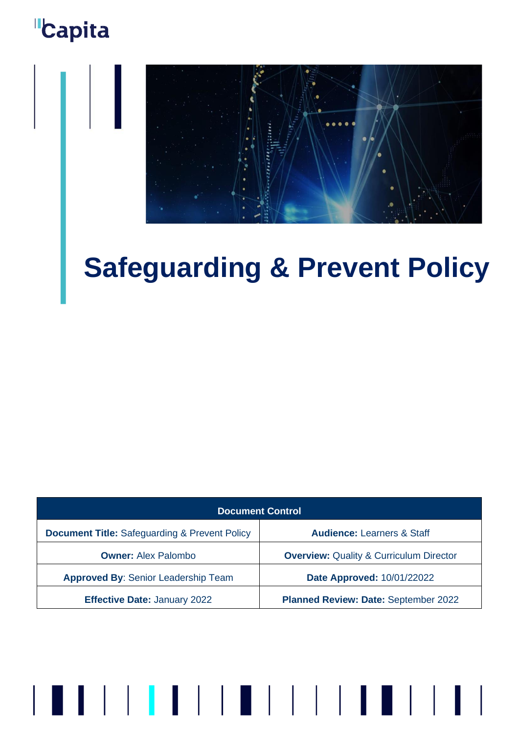Capita

# Safeguarding & Prevent Policy

| Document Control | |
|---|---|
| **Document Title:** Safeguarding & Prevent Policy | **Audience:** Learners & Staff |
| **Owner:** Alex Palombo | **Overview:** Quality & Curriculum Director |
| **Approved By**: Senior Leadership Team | **Date Approved:** 10/01/22022 |
| **Effective Date:** January 2022 | **Planned Review: Date:** September 2022 |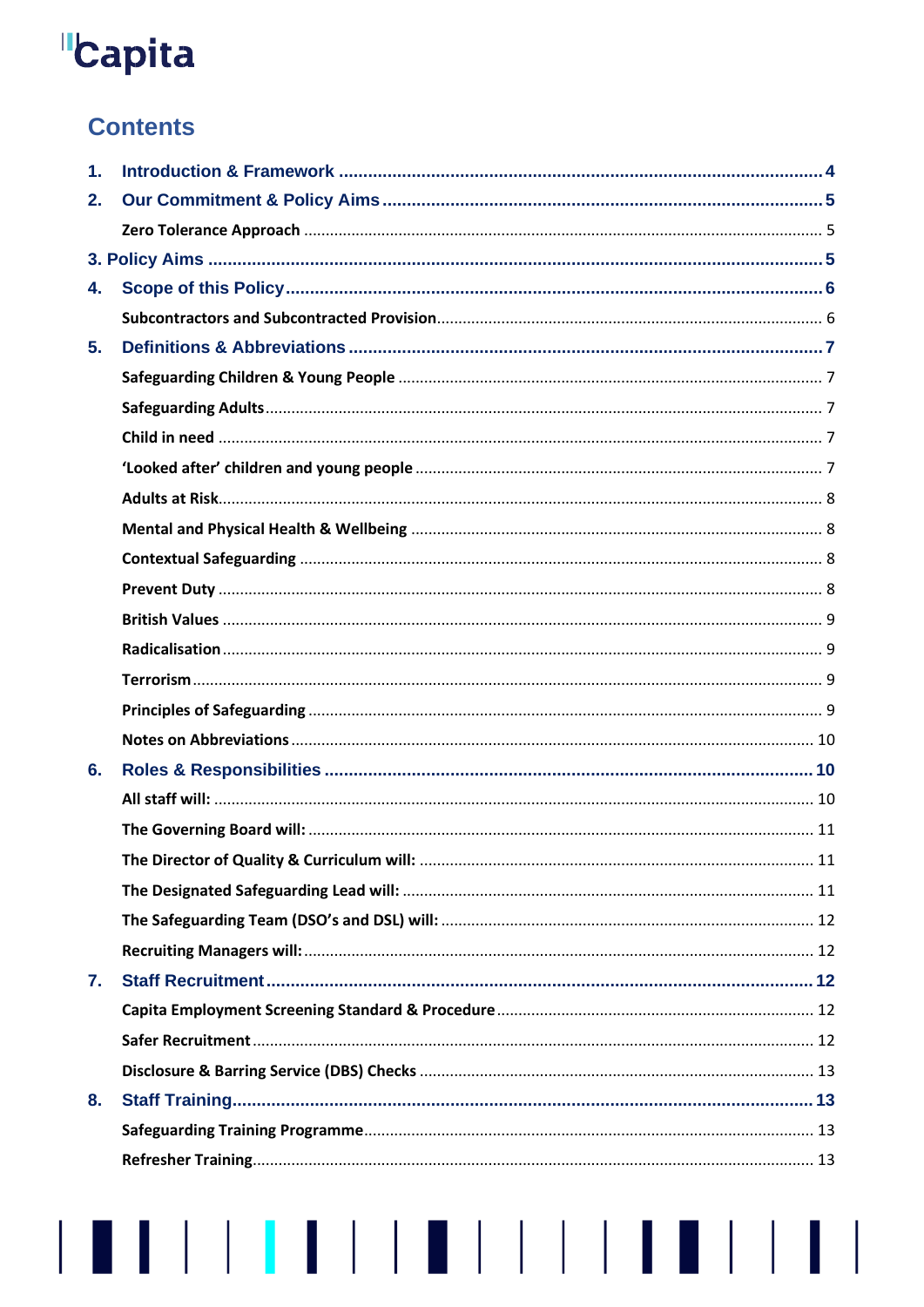## Contents

1. Introduction & Framework ........ 4
2. Our Commitment & Policy Aims ........ 5
   - Zero Tolerance Approach ........ 5

3. Policy Aims ........ 5

4. Scope of this Policy ........ 6
   - Subcontractors and Subcontracted Provision ........ 6
5. Definitions & Abbreviations ........ 7
   - Safeguarding Children & Young People ........ 7
   - Safeguarding Adults ........ 7
   - Child in need ........ 7
   - 'Looked after' children and young people ........ 7
   - Adults at Risk ........ 8
   - Mental and Physical Health & Wellbeing ........ 8
   - Contextual Safeguarding ........ 8
   - Prevent Duty ........ 8
   - British Values ........ 9
   - Radicalisation ........ 9
   - Terrorism ........ 9
   - Principles of Safeguarding ........ 9
   - Notes on Abbreviations ........ 10
6. Roles & Responsibilities ........ 10
   - All staff will: ........ 10
   - The Governing Board will: ........ 11
   - The Director of Quality & Curriculum will: ........ 11
   - The Designated Safeguarding Lead will: ........ 11
   - The Safeguarding Team (DSO's and DSL) will: ........ 12
   - Recruiting Managers will: ........ 12
7. Staff Recruitment ........ 12
   - Capita Employment Screening Standard & Procedure ........ 12
   - Safer Recruitment ........ 12
   - Disclosure & Barring Service (DBS) Checks ........ 13
8. Staff Training ........ 13
   - Safeguarding Training Programme ........ 13
   - Refresher Training ........ 13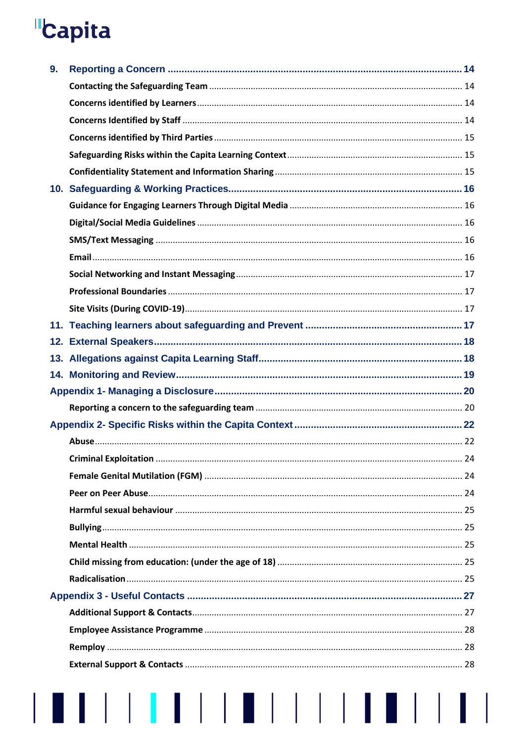9. Reporting a Concern ........................................................................................ 14

- Contacting the Safeguarding Team ........................................................................ 14
- Concerns identified by Learners .............................................................................. 14
- Concerns Identified by Staff ...................................................................................... 14
- Concerns identified by Third Parties ........................................................................ 15
- Safeguarding Risks within the Capita Learning Context ....................................... 15
- Confidentiality Statement and Information Sharing ............................................... 15

10. Safeguarding & Working Practices ................................................................... 16

- Guidance for Engaging Learners Through Digital Media ....................................... 16
- Digital/Social Media Guidelines .................................................................................. 16
- SMS/Text Messaging .................................................................................................. 16
- Email ............................................................................................................................. 16
- Social Networking and Instant Messaging ................................................................ 17
- Professional Boundaries ............................................................................................. 17
- Site Visits (During COVID-19) .................................................................................... 17

11. Teaching learners about safeguarding and Prevent ........................................ 17

12. External Speakers ............................................................................................. 18

13. Allegations against Capita Learning Staff ........................................................ 18

14. Monitoring and Review ...................................................................................... 19

Appendix 1- Managing a Disclosure ....................................................................... 20

- Reporting a concern to the safeguarding team ...................................................... 20

Appendix 2- Specific Risks within the Capita Context ........................................... 22

- Abuse ............................................................................................................................ 22
- Criminal Exploitation .................................................................................................. 24
- Female Genital Mutilation (FGM) .............................................................................. 24
- Peer on Peer Abuse ..................................................................................................... 24
- Harmful sexual behaviour .......................................................................................... 25
- Bullying ......................................................................................................................... 25
- Mental Health .............................................................................................................. 25
- Child missing from education: (under the age of 18) ............................................. 25
- Radicalisation ............................................................................................................... 25

Appendix 3 - Useful Contacts .................................................................................. 27

- Additional Support & Contacts ................................................................................. 27
- Employee Assistance Programme ............................................................................ 28
- Remploy ........................................................................................................................ 28
- External Support & Contacts ..................................................................................... 28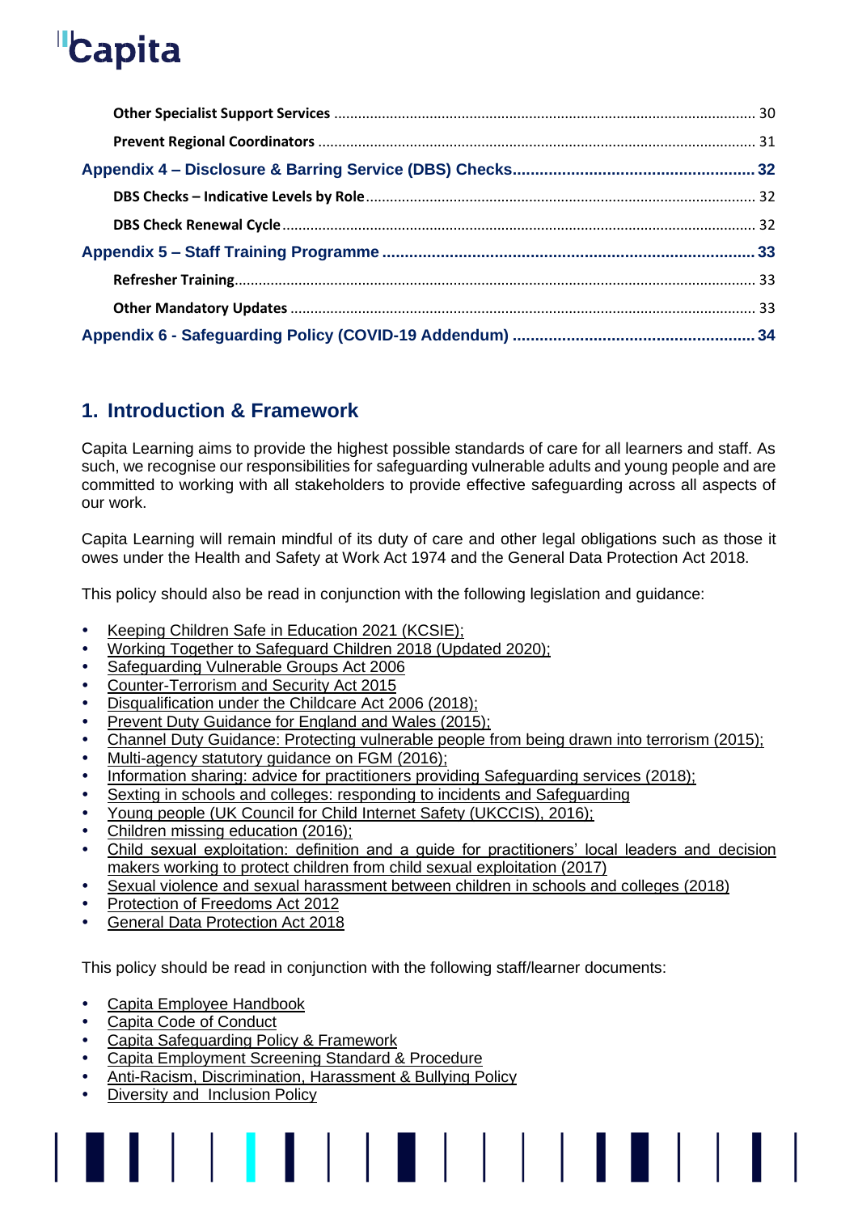Other Specialist Support Services ........................................................................................ 30

Prevent Regional Coordinators ............................................................................................ 31

Appendix 4 – Disclosure & Barring Service (DBS) Checks ..................................................... 32

DBS Checks – Indicative Levels by Role ................................................................................ 32

DBS Check Renewal Cycle .................................................................................................... 32

Appendix 5 – Staff Training Programme .................................................................................. 33

Refresher Training ................................................................................................................. 33

Other Mandatory Updates ..................................................................................................... 33

Appendix 6 - Safeguarding Policy (COVID-19 Addendum) ..................................................... 34

## 1. Introduction & Framework

Capita Learning aims to provide the highest possible standards of care for all learners and staff. As such, we recognise our responsibilities for safeguarding vulnerable adults and young people and are committed to working with all stakeholders to provide effective safeguarding across all aspects of our work.

Capita Learning will remain mindful of its duty of care and other legal obligations such as those it owes under the Health and Safety at Work Act 1974 and the General Data Protection Act 2018.

This policy should also be read in conjunction with the following legislation and guidance:

- Keeping Children Safe in Education 2021 (KCSIE);
- Working Together to Safeguard Children 2018 (Updated 2020);
- Safeguarding Vulnerable Groups Act 2006
- Counter-Terrorism and Security Act 2015
- Disqualification under the Childcare Act 2006 (2018);
- Prevent Duty Guidance for England and Wales (2015);
- Channel Duty Guidance: Protecting vulnerable people from being drawn into terrorism (2015);
- Multi-agency statutory guidance on FGM (2016);
- Information sharing: advice for practitioners providing Safeguarding services (2018);
- Sexting in schools and colleges: responding to incidents and Safeguarding
- Young people (UK Council for Child Internet Safety (UKCCIS), 2016);
- Children missing education (2016);
- Child sexual exploitation: definition and a guide for practitioners' local leaders and decision makers working to protect children from child sexual exploitation (2017)
- Sexual violence and sexual harassment between children in schools and colleges (2018)
- Protection of Freedoms Act 2012
- General Data Protection Act 2018

This policy should be read in conjunction with the following staff/learner documents:

- Capita Employee Handbook
- Capita Code of Conduct
- Capita Safeguarding Policy & Framework
- Capita Employment Screening Standard & Procedure
- Anti-Racism, Discrimination, Harassment & Bullying Policy
- Diversity and Inclusion Policy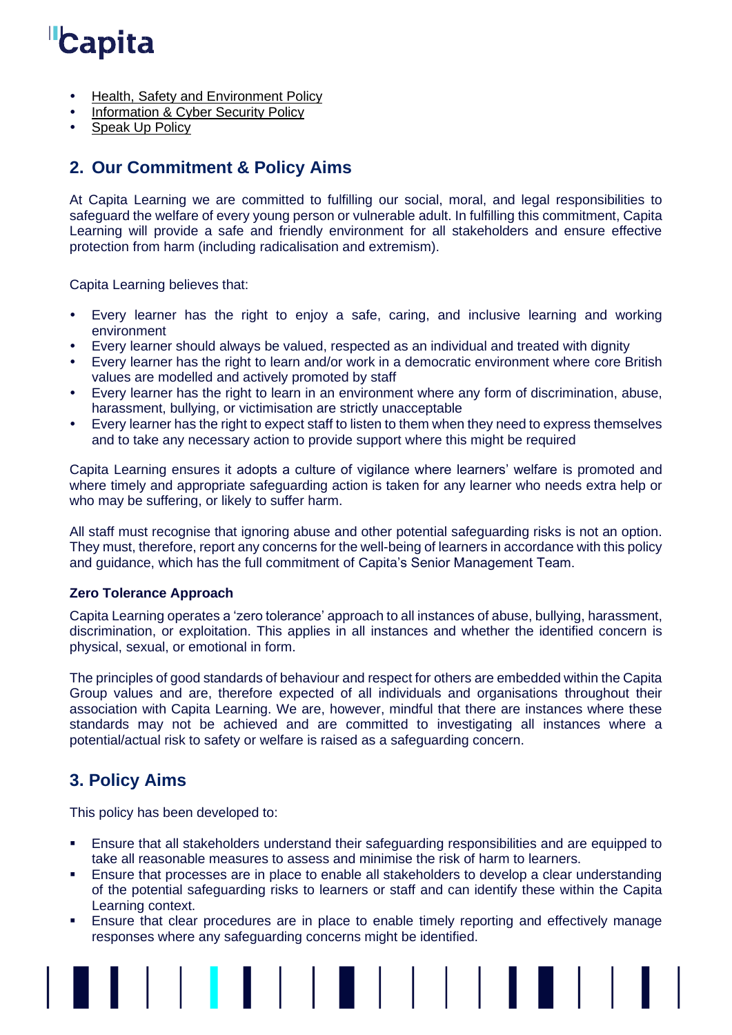- Health, Safety and Environment Policy
- Information & Cyber Security Policy
- Speak Up Policy

## 2. Our Commitment & Policy Aims

At Capita Learning we are committed to fulfilling our social, moral, and legal responsibilities to safeguard the welfare of every young person or vulnerable adult. In fulfilling this commitment, Capita Learning will provide a safe and friendly environment for all stakeholders and ensure effective protection from harm (including radicalisation and extremism).

Capita Learning believes that:

- Every learner has the right to enjoy a safe, caring, and inclusive learning and working environment
- Every learner should always be valued, respected as an individual and treated with dignity
- Every learner has the right to learn and/or work in a democratic environment where core British values are modelled and actively promoted by staff
- Every learner has the right to learn in an environment where any form of discrimination, abuse, harassment, bullying, or victimisation are strictly unacceptable
- Every learner has the right to expect staff to listen to them when they need to express themselves and to take any necessary action to provide support where this might be required

Capita Learning ensures it adopts a culture of vigilance where learners' welfare is promoted and where timely and appropriate safeguarding action is taken for any learner who needs extra help or who may be suffering, or likely to suffer harm.

All staff must recognise that ignoring abuse and other potential safeguarding risks is not an option. They must, therefore, report any concerns for the well-being of learners in accordance with this policy and guidance, which has the full commitment of Capita's Senior Management Team.

**Zero Tolerance Approach**

Capita Learning operates a 'zero tolerance' approach to all instances of abuse, bullying, harassment, discrimination, or exploitation. This applies in all instances and whether the identified concern is physical, sexual, or emotional in form.

The principles of good standards of behaviour and respect for others are embedded within the Capita Group values and are, therefore expected of all individuals and organisations throughout their association with Capita Learning. We are, however, mindful that there are instances where these standards may not be achieved and are committed to investigating all instances where a potential/actual risk to safety or welfare is raised as a safeguarding concern.

## 3. Policy Aims

This policy has been developed to:

- Ensure that all stakeholders understand their safeguarding responsibilities and are equipped to take all reasonable measures to assess and minimise the risk of harm to learners.
- Ensure that processes are in place to enable all stakeholders to develop a clear understanding of the potential safeguarding risks to learners or staff and can identify these within the Capita Learning context.
- Ensure that clear procedures are in place to enable timely reporting and effectively manage responses where any safeguarding concerns might be identified.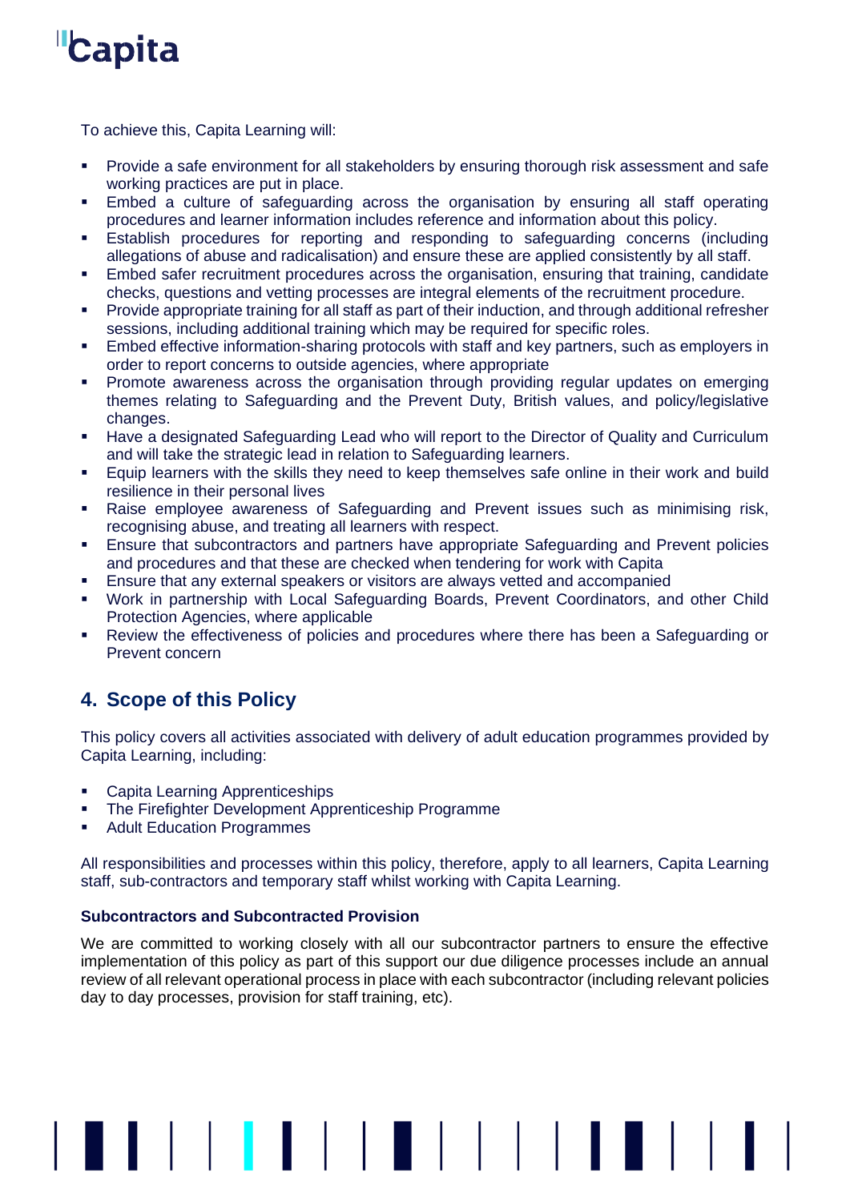To achieve this, Capita Learning will:

- Provide a safe environment for all stakeholders by ensuring thorough risk assessment and safe working practices are put in place.
- Embed a culture of safeguarding across the organisation by ensuring all staff operating procedures and learner information includes reference and information about this policy.
- Establish procedures for reporting and responding to safeguarding concerns (including allegations of abuse and radicalisation) and ensure these are applied consistently by all staff.
- Embed safer recruitment procedures across the organisation, ensuring that training, candidate checks, questions and vetting processes are integral elements of the recruitment procedure.
- Provide appropriate training for all staff as part of their induction, and through additional refresher sessions, including additional training which may be required for specific roles.
- Embed effective information-sharing protocols with staff and key partners, such as employers in order to report concerns to outside agencies, where appropriate
- Promote awareness across the organisation through providing regular updates on emerging themes relating to Safeguarding and the Prevent Duty, British values, and policy/legislative changes.
- Have a designated Safeguarding Lead who will report to the Director of Quality and Curriculum and will take the strategic lead in relation to Safeguarding learners.
- Equip learners with the skills they need to keep themselves safe online in their work and build resilience in their personal lives
- Raise employee awareness of Safeguarding and Prevent issues such as minimising risk, recognising abuse, and treating all learners with respect.
- Ensure that subcontractors and partners have appropriate Safeguarding and Prevent policies and procedures and that these are checked when tendering for work with Capita
- Ensure that any external speakers or visitors are always vetted and accompanied
- Work in partnership with Local Safeguarding Boards, Prevent Coordinators, and other Child Protection Agencies, where applicable
- Review the effectiveness of policies and procedures where there has been a Safeguarding or Prevent concern

## 4. Scope of this Policy

This policy covers all activities associated with delivery of adult education programmes provided by Capita Learning, including:

- Capita Learning Apprenticeships
- The Firefighter Development Apprenticeship Programme
- Adult Education Programmes

All responsibilities and processes within this policy, therefore, apply to all learners, Capita Learning staff, sub-contractors and temporary staff whilst working with Capita Learning.

**Subcontractors and Subcontracted Provision**

We are committed to working closely with all our subcontractor partners to ensure the effective implementation of this policy as part of this support our due diligence processes include an annual review of all relevant operational process in place with each subcontractor (including relevant policies day to day processes, provision for staff training, etc).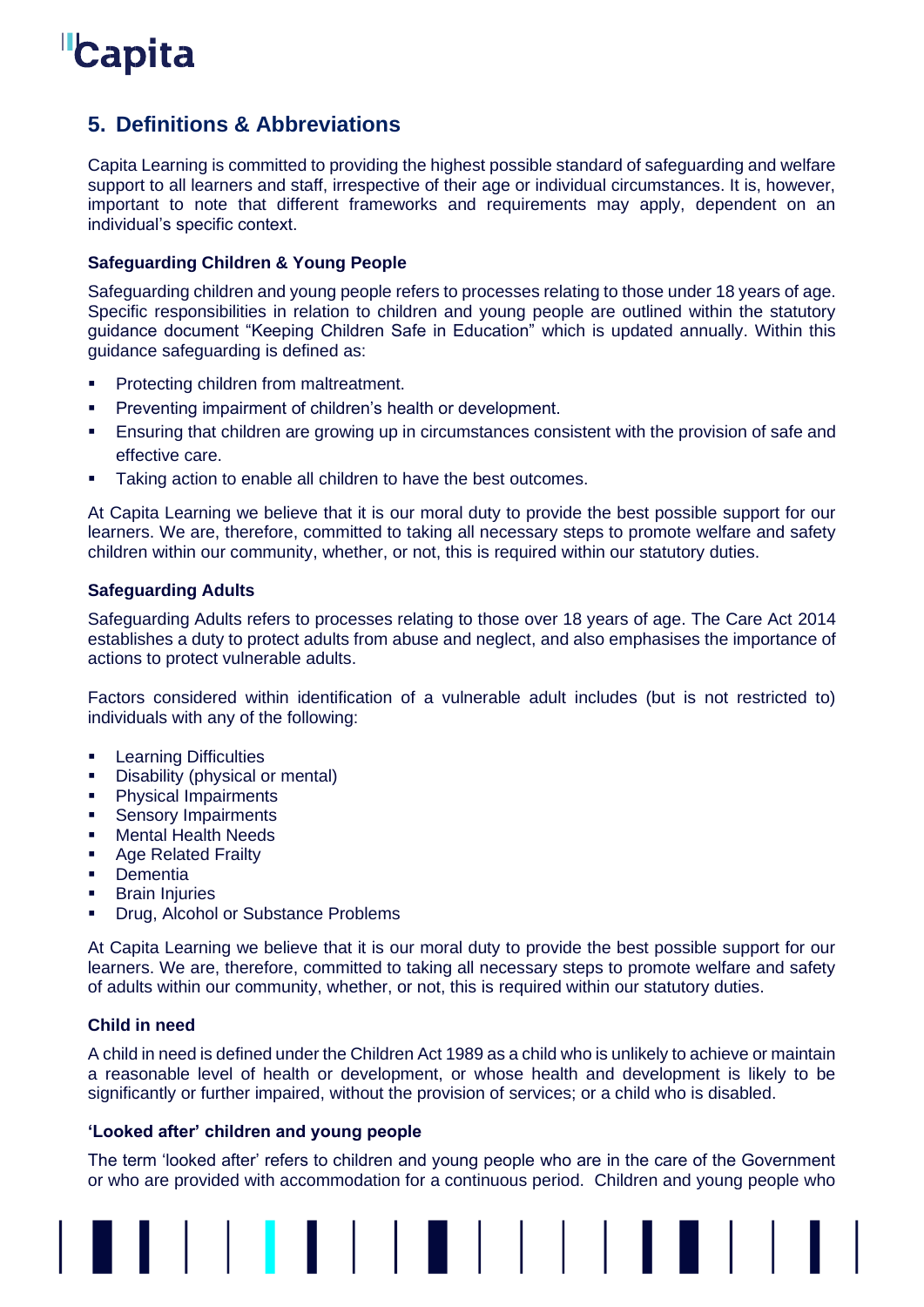## 5. Definitions & Abbreviations

Capita Learning is committed to providing the highest possible standard of safeguarding and welfare support to all learners and staff, irrespective of their age or individual circumstances. It is, however, important to note that different frameworks and requirements may apply, dependent on an individual's specific context.

**Safeguarding Children & Young People**

Safeguarding children and young people refers to processes relating to those under 18 years of age. Specific responsibilities in relation to children and young people are outlined within the statutory guidance document "Keeping Children Safe in Education" which is updated annually. Within this guidance safeguarding is defined as:

- Protecting children from maltreatment.
- Preventing impairment of children's health or development.
- Ensuring that children are growing up in circumstances consistent with the provision of safe and effective care.
- Taking action to enable all children to have the best outcomes.

At Capita Learning we believe that it is our moral duty to provide the best possible support for our learners. We are, therefore, committed to taking all necessary steps to promote welfare and safety children within our community, whether, or not, this is required within our statutory duties.

**Safeguarding Adults**

Safeguarding Adults refers to processes relating to those over 18 years of age. The Care Act 2014 establishes a duty to protect adults from abuse and neglect, and also emphasises the importance of actions to protect vulnerable adults.

Factors considered within identification of a vulnerable adult includes (but is not restricted to) individuals with any of the following:

- Learning Difficulties
- Disability (physical or mental)
- Physical Impairments
- Sensory Impairments
- Mental Health Needs
- Age Related Frailty
- Dementia
- Brain Injuries
- Drug, Alcohol or Substance Problems

At Capita Learning we believe that it is our moral duty to provide the best possible support for our learners. We are, therefore, committed to taking all necessary steps to promote welfare and safety of adults within our community, whether, or not, this is required within our statutory duties.

**Child in need**

A child in need is defined under the Children Act 1989 as a child who is unlikely to achieve or maintain a reasonable level of health or development, or whose health and development is likely to be significantly or further impaired, without the provision of services; or a child who is disabled.

**'Looked after' children and young people**

The term 'looked after' refers to children and young people who are in the care of the Government or who are provided with accommodation for a continuous period. Children and young people who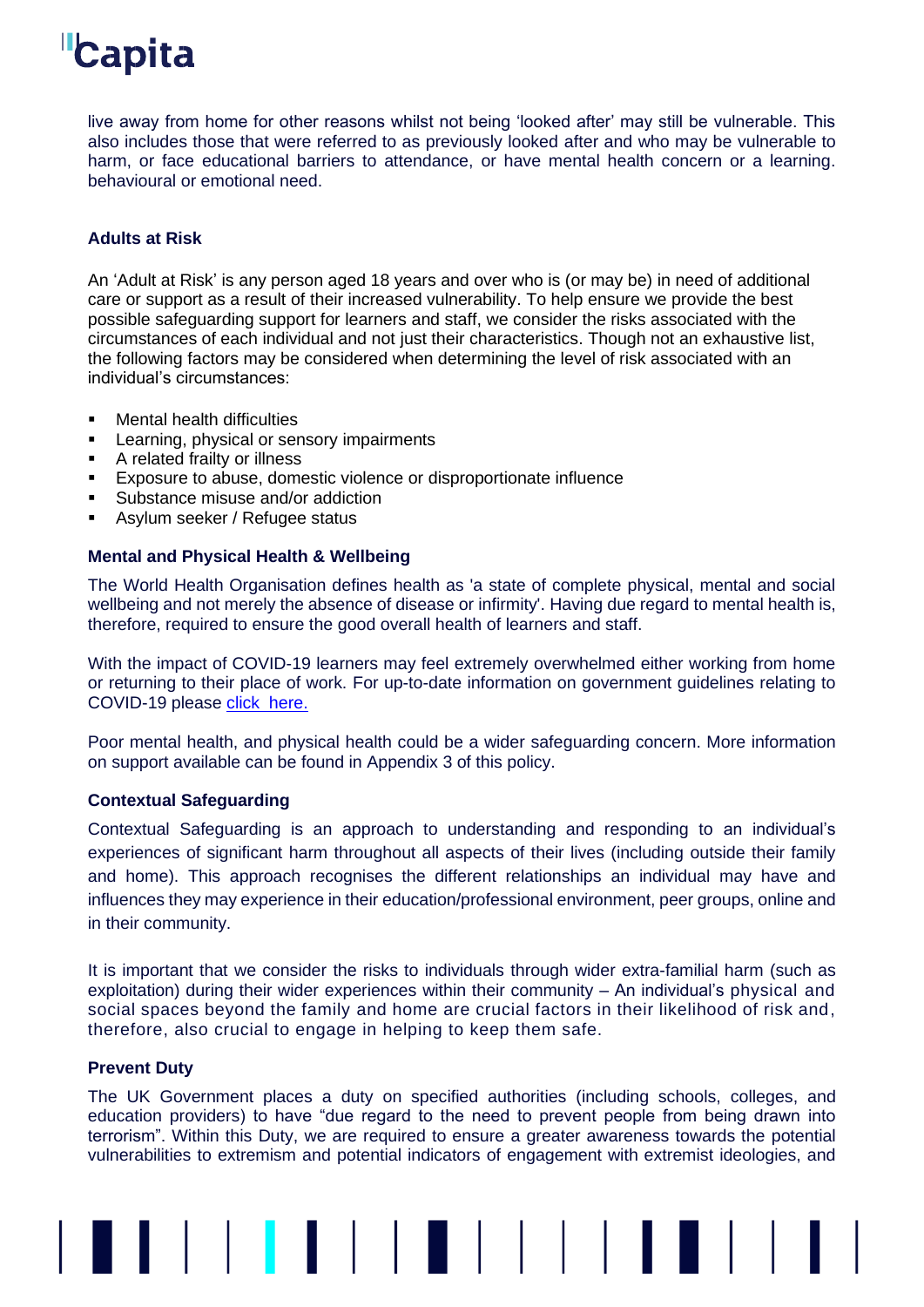live away from home for other reasons whilst not being 'looked after' may still be vulnerable. This also includes those that were referred to as previously looked after and who may be vulnerable to harm, or face educational barriers to attendance, or have mental health concern or a learning. behavioural or emotional need.

### Adults at Risk

An 'Adult at Risk' is any person aged 18 years and over who is (or may be) in need of additional care or support as a result of their increased vulnerability. To help ensure we provide the best possible safeguarding support for learners and staff, we consider the risks associated with the circumstances of each individual and not just their characteristics. Though not an exhaustive list, the following factors may be considered when determining the level of risk associated with an individual's circumstances:

- Mental health difficulties
- Learning, physical or sensory impairments
- A related frailty or illness
- Exposure to abuse, domestic violence or disproportionate influence
- Substance misuse and/or addiction
- Asylum seeker / Refugee status

### Mental and Physical Health & Wellbeing

The World Health Organisation defines health as 'a state of complete physical, mental and social wellbeing and not merely the absence of disease or infirmity'. Having due regard to mental health is, therefore, required to ensure the good overall health of learners and staff.

With the impact of COVID-19 learners may feel extremely overwhelmed either working from home or returning to their place of work. For up-to-date information on government guidelines relating to COVID-19 please click here.

Poor mental health, and physical health could be a wider safeguarding concern. More information on support available can be found in Appendix 3 of this policy.

### Contextual Safeguarding

Contextual Safeguarding is an approach to understanding and responding to an individual's experiences of significant harm throughout all aspects of their lives (including outside their family and home). This approach recognises the different relationships an individual may have and influences they may experience in their education/professional environment, peer groups, online and in their community.

It is important that we consider the risks to individuals through wider extra-familial harm (such as exploitation) during their wider experiences within their community – An individual's physical and social spaces beyond the family and home are crucial factors in their likelihood of risk and, therefore, also crucial to engage in helping to keep them safe.

### Prevent Duty

The UK Government places a duty on specified authorities (including schools, colleges, and education providers) to have "due regard to the need to prevent people from being drawn into terrorism". Within this Duty, we are required to ensure a greater awareness towards the potential vulnerabilities to extremism and potential indicators of engagement with extremist ideologies, and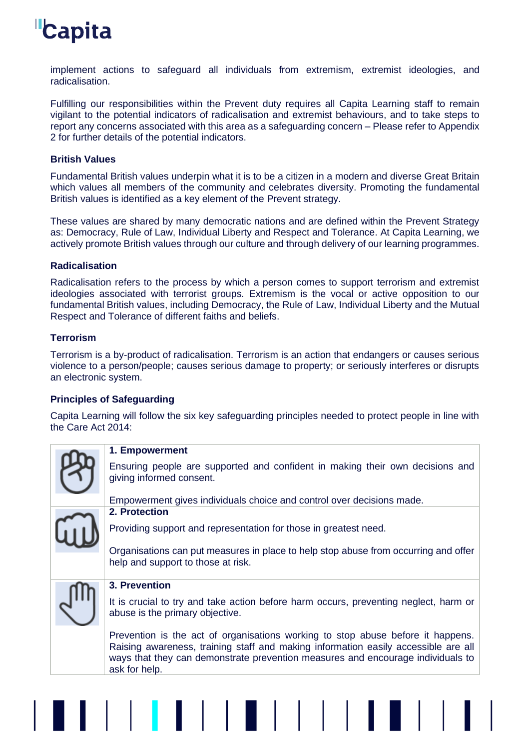implement actions to safeguard all individuals from extremism, extremist ideologies, and radicalisation.

Fulfilling our responsibilities within the Prevent duty requires all Capita Learning staff to remain vigilant to the potential indicators of radicalisation and extremist behaviours, and to take steps to report any concerns associated with this area as a safeguarding concern – Please refer to Appendix 2 for further details of the potential indicators.

**British Values**

Fundamental British values underpin what it is to be a citizen in a modern and diverse Great Britain which values all members of the community and celebrates diversity. Promoting the fundamental British values is identified as a key element of the Prevent strategy.

These values are shared by many democratic nations and are defined within the Prevent Strategy as: Democracy, Rule of Law, Individual Liberty and Respect and Tolerance. At Capita Learning, we actively promote British values through our culture and through delivery of our learning programmes.

**Radicalisation**

Radicalisation refers to the process by which a person comes to support terrorism and extremist ideologies associated with terrorist groups. Extremism is the vocal or active opposition to our fundamental British values, including Democracy, the Rule of Law, Individual Liberty and the Mutual Respect and Tolerance of different faiths and beliefs.

**Terrorism**

Terrorism is a by-product of radicalisation. Terrorism is an action that endangers or causes serious violence to a person/people; causes serious damage to property; or seriously interferes or disrupts an electronic system.

**Principles of Safeguarding**

Capita Learning will follow the six key safeguarding principles needed to protect people in line with the Care Act 2014:

| | |
|---|---|
| | **1. Empowerment**<br><br>Ensuring people are supported and confident in making their own decisions and giving informed consent.<br><br>Empowerment gives individuals choice and control over decisions made. |
| | **2. Protection**<br><br>Providing support and representation for those in greatest need.<br><br>Organisations can put measures in place to help stop abuse from occurring and offer help and support to those at risk. |
| | **3. Prevention**<br><br>It is crucial to try and take action before harm occurs, preventing neglect, harm or abuse is the primary objective.<br><br>Prevention is the act of organisations working to stop abuse before it happens. Raising awareness, training staff and making information easily accessible are all ways that they can demonstrate prevention measures and encourage individuals to ask for help. |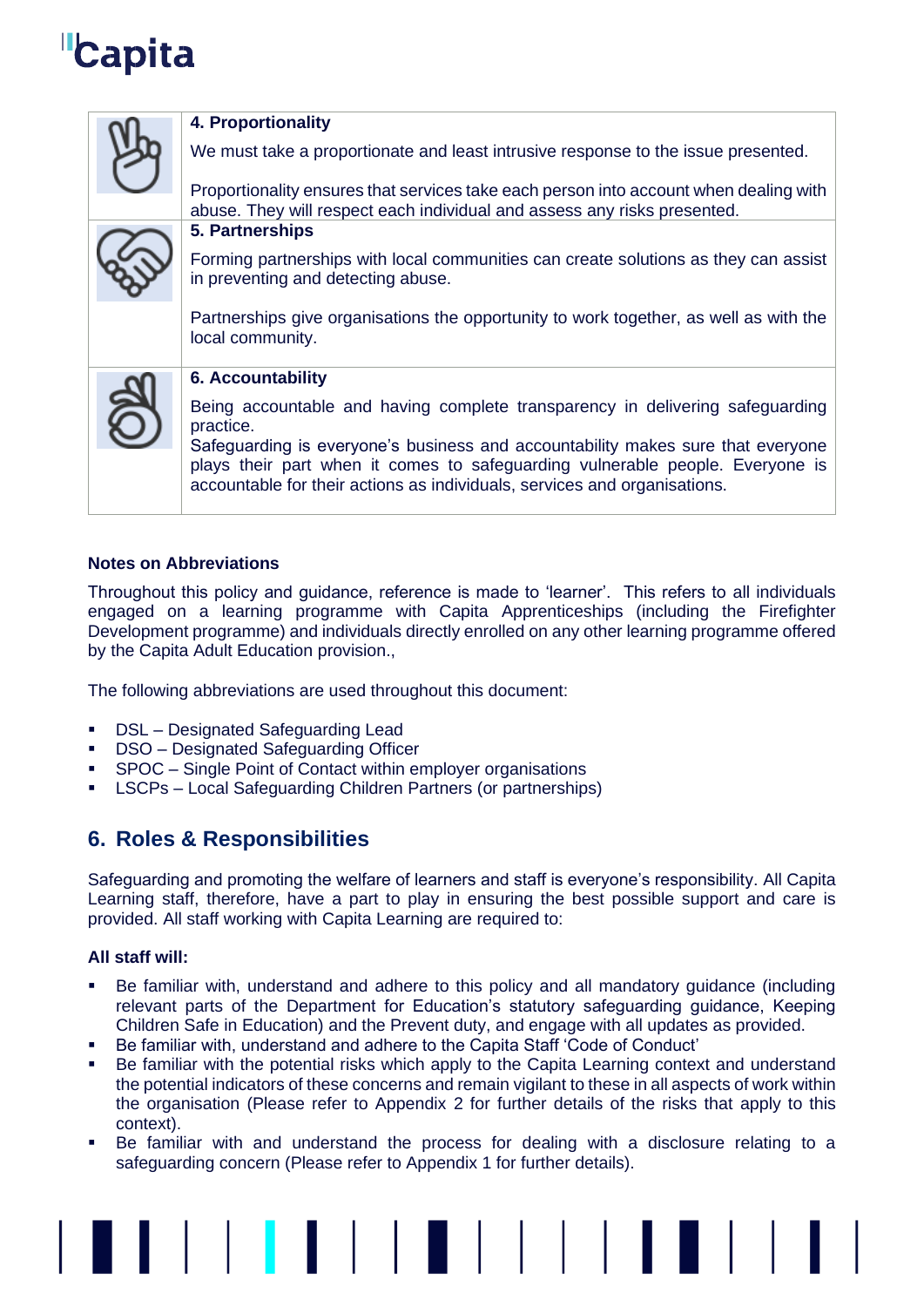| | |
|---|---|
| | **4. Proportionality**<br><br>We must take a proportionate and least intrusive response to the issue presented.<br><br>Proportionality ensures that services take each person into account when dealing with abuse. They will respect each individual and assess any risks presented. |
| | **5. Partnerships**<br><br>Forming partnerships with local communities can create solutions as they can assist in preventing and detecting abuse.<br><br>Partnerships give organisations the opportunity to work together, as well as with the local community. |
| | **6. Accountability**<br><br>Being accountable and having complete transparency in delivering safeguarding practice.<br>Safeguarding is everyone's business and accountability makes sure that everyone plays their part when it comes to safeguarding vulnerable people. Everyone is accountable for their actions as individuals, services and organisations. |

**Notes on Abbreviations**

Throughout this policy and guidance, reference is made to 'learner'. This refers to all individuals engaged on a learning programme with Capita Apprenticeships (including the Firefighter Development programme) and individuals directly enrolled on any other learning programme offered by the Capita Adult Education provision.,

The following abbreviations are used throughout this document:

- DSL – Designated Safeguarding Lead
- DSO – Designated Safeguarding Officer
- SPOC – Single Point of Contact within employer organisations
- LSCPs – Local Safeguarding Children Partners (or partnerships)

## 6. Roles & Responsibilities

Safeguarding and promoting the welfare of learners and staff is everyone's responsibility. All Capita Learning staff, therefore, have a part to play in ensuring the best possible support and care is provided. All staff working with Capita Learning are required to:

**All staff will:**

- Be familiar with, understand and adhere to this policy and all mandatory guidance (including relevant parts of the Department for Education's statutory safeguarding guidance, Keeping Children Safe in Education) and the Prevent duty, and engage with all updates as provided.
- Be familiar with, understand and adhere to the Capita Staff 'Code of Conduct'
- Be familiar with the potential risks which apply to the Capita Learning context and understand the potential indicators of these concerns and remain vigilant to these in all aspects of work within the organisation (Please refer to Appendix 2 for further details of the risks that apply to this context).
- Be familiar with and understand the process for dealing with a disclosure relating to a safeguarding concern (Please refer to Appendix 1 for further details).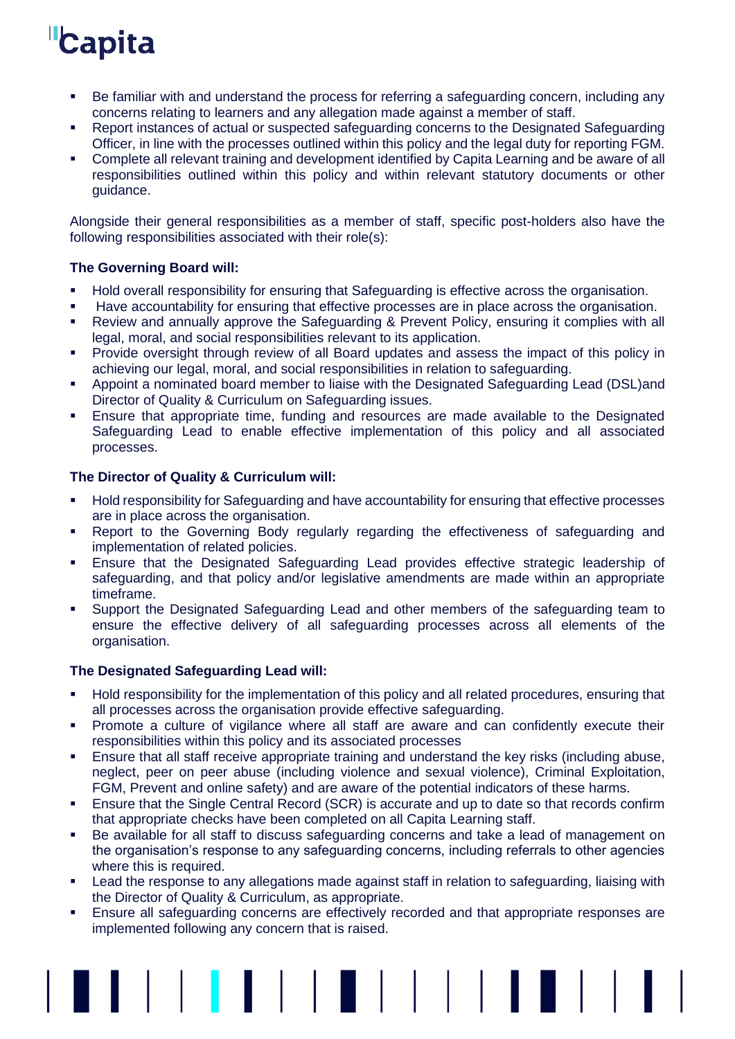- Be familiar with and understand the process for referring a safeguarding concern, including any concerns relating to learners and any allegation made against a member of staff.
- Report instances of actual or suspected safeguarding concerns to the Designated Safeguarding Officer, in line with the processes outlined within this policy and the legal duty for reporting FGM.
- Complete all relevant training and development identified by Capita Learning and be aware of all responsibilities outlined within this policy and within relevant statutory documents or other guidance.

Alongside their general responsibilities as a member of staff, specific post-holders also have the following responsibilities associated with their role(s):

**The Governing Board will:**

- Hold overall responsibility for ensuring that Safeguarding is effective across the organisation.
- Have accountability for ensuring that effective processes are in place across the organisation.
- Review and annually approve the Safeguarding & Prevent Policy, ensuring it complies with all legal, moral, and social responsibilities relevant to its application.
- Provide oversight through review of all Board updates and assess the impact of this policy in achieving our legal, moral, and social responsibilities in relation to safeguarding.
- Appoint a nominated board member to liaise with the Designated Safeguarding Lead (DSL)and Director of Quality & Curriculum on Safeguarding issues.
- Ensure that appropriate time, funding and resources are made available to the Designated Safeguarding Lead to enable effective implementation of this policy and all associated processes.

**The Director of Quality & Curriculum will:**

- Hold responsibility for Safeguarding and have accountability for ensuring that effective processes are in place across the organisation.
- Report to the Governing Body regularly regarding the effectiveness of safeguarding and implementation of related policies.
- Ensure that the Designated Safeguarding Lead provides effective strategic leadership of safeguarding, and that policy and/or legislative amendments are made within an appropriate timeframe.
- Support the Designated Safeguarding Lead and other members of the safeguarding team to ensure the effective delivery of all safeguarding processes across all elements of the organisation.

**The Designated Safeguarding Lead will:**

- Hold responsibility for the implementation of this policy and all related procedures, ensuring that all processes across the organisation provide effective safeguarding.
- Promote a culture of vigilance where all staff are aware and can confidently execute their responsibilities within this policy and its associated processes
- Ensure that all staff receive appropriate training and understand the key risks (including abuse, neglect, peer on peer abuse (including violence and sexual violence), Criminal Exploitation, FGM, Prevent and online safety) and are aware of the potential indicators of these harms.
- Ensure that the Single Central Record (SCR) is accurate and up to date so that records confirm that appropriate checks have been completed on all Capita Learning staff.
- Be available for all staff to discuss safeguarding concerns and take a lead of management on the organisation's response to any safeguarding concerns, including referrals to other agencies where this is required.
- Lead the response to any allegations made against staff in relation to safeguarding, liaising with the Director of Quality & Curriculum, as appropriate.
- Ensure all safeguarding concerns are effectively recorded and that appropriate responses are implemented following any concern that is raised.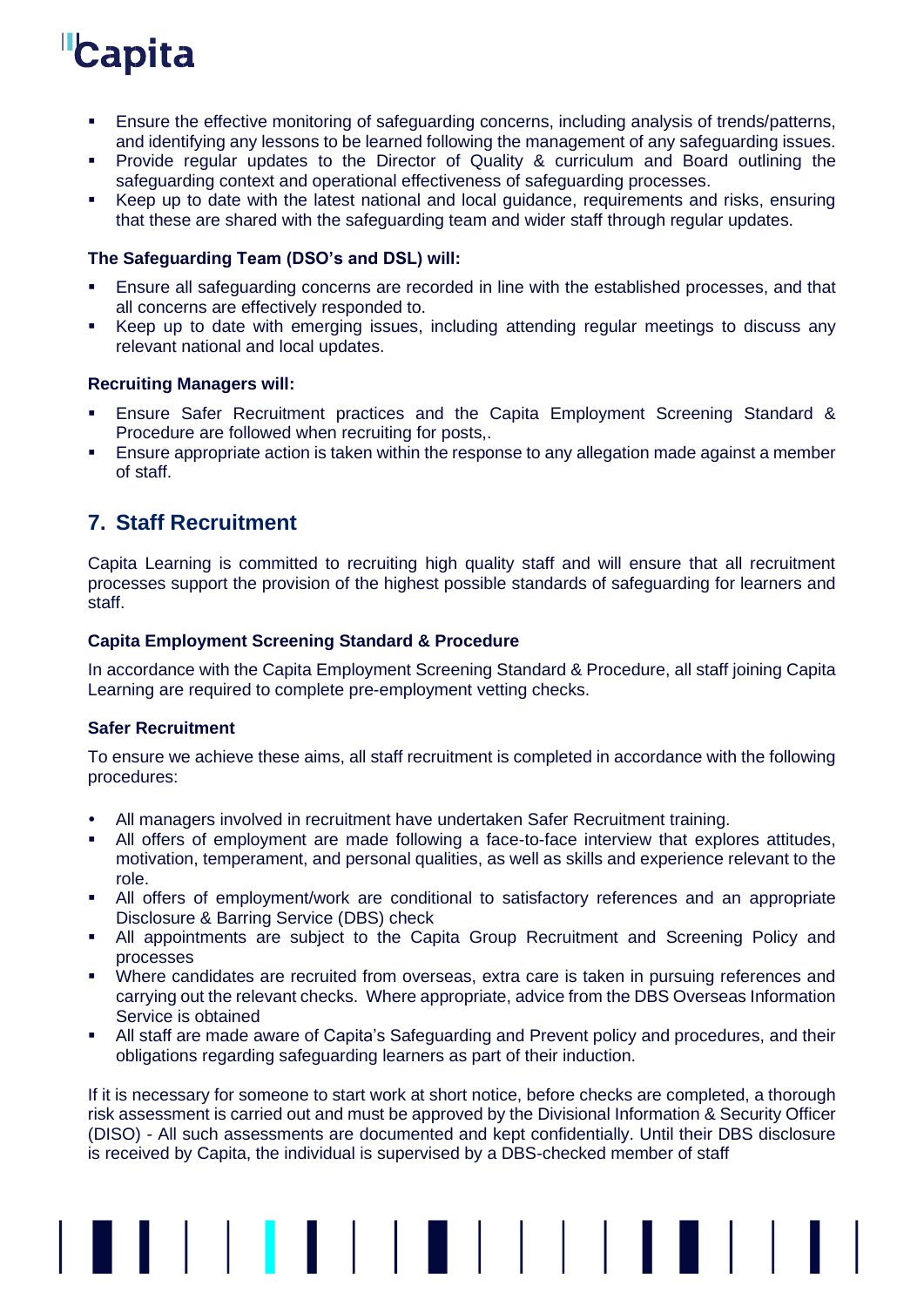- Ensure the effective monitoring of safeguarding concerns, including analysis of trends/patterns, and identifying any lessons to be learned following the management of any safeguarding issues.
- Provide regular updates to the Director of Quality & curriculum and Board outlining the safeguarding context and operational effectiveness of safeguarding processes.
- Keep up to date with the latest national and local guidance, requirements and risks, ensuring that these are shared with the safeguarding team and wider staff through regular updates.

**The Safeguarding Team (DSO's and DSL) will:**

- Ensure all safeguarding concerns are recorded in line with the established processes, and that all concerns are effectively responded to.
- Keep up to date with emerging issues, including attending regular meetings to discuss any relevant national and local updates.

**Recruiting Managers will:**

- Ensure Safer Recruitment practices and the Capita Employment Screening Standard & Procedure are followed when recruiting for posts,.
- Ensure appropriate action is taken within the response to any allegation made against a member of staff.

## 7. Staff Recruitment

Capita Learning is committed to recruiting high quality staff and will ensure that all recruitment processes support the provision of the highest possible standards of safeguarding for learners and staff.

**Capita Employment Screening Standard & Procedure**

In accordance with the Capita Employment Screening Standard & Procedure, all staff joining Capita Learning are required to complete pre-employment vetting checks.

**Safer Recruitment**

To ensure we achieve these aims, all staff recruitment is completed in accordance with the following procedures:

- All managers involved in recruitment have undertaken Safer Recruitment training.
- All offers of employment are made following a face-to-face interview that explores attitudes, motivation, temperament, and personal qualities, as well as skills and experience relevant to the role.
- All offers of employment/work are conditional to satisfactory references and an appropriate Disclosure & Barring Service (DBS) check
- All appointments are subject to the Capita Group Recruitment and Screening Policy and processes
- Where candidates are recruited from overseas, extra care is taken in pursuing references and carrying out the relevant checks. Where appropriate, advice from the DBS Overseas Information Service is obtained
- All staff are made aware of Capita's Safeguarding and Prevent policy and procedures, and their obligations regarding safeguarding learners as part of their induction.

If it is necessary for someone to start work at short notice, before checks are completed, a thorough risk assessment is carried out and must be approved by the Divisional Information & Security Officer (DISO) - All such assessments are documented and kept confidentially. Until their DBS disclosure is received by Capita, the individual is supervised by a DBS-checked member of staff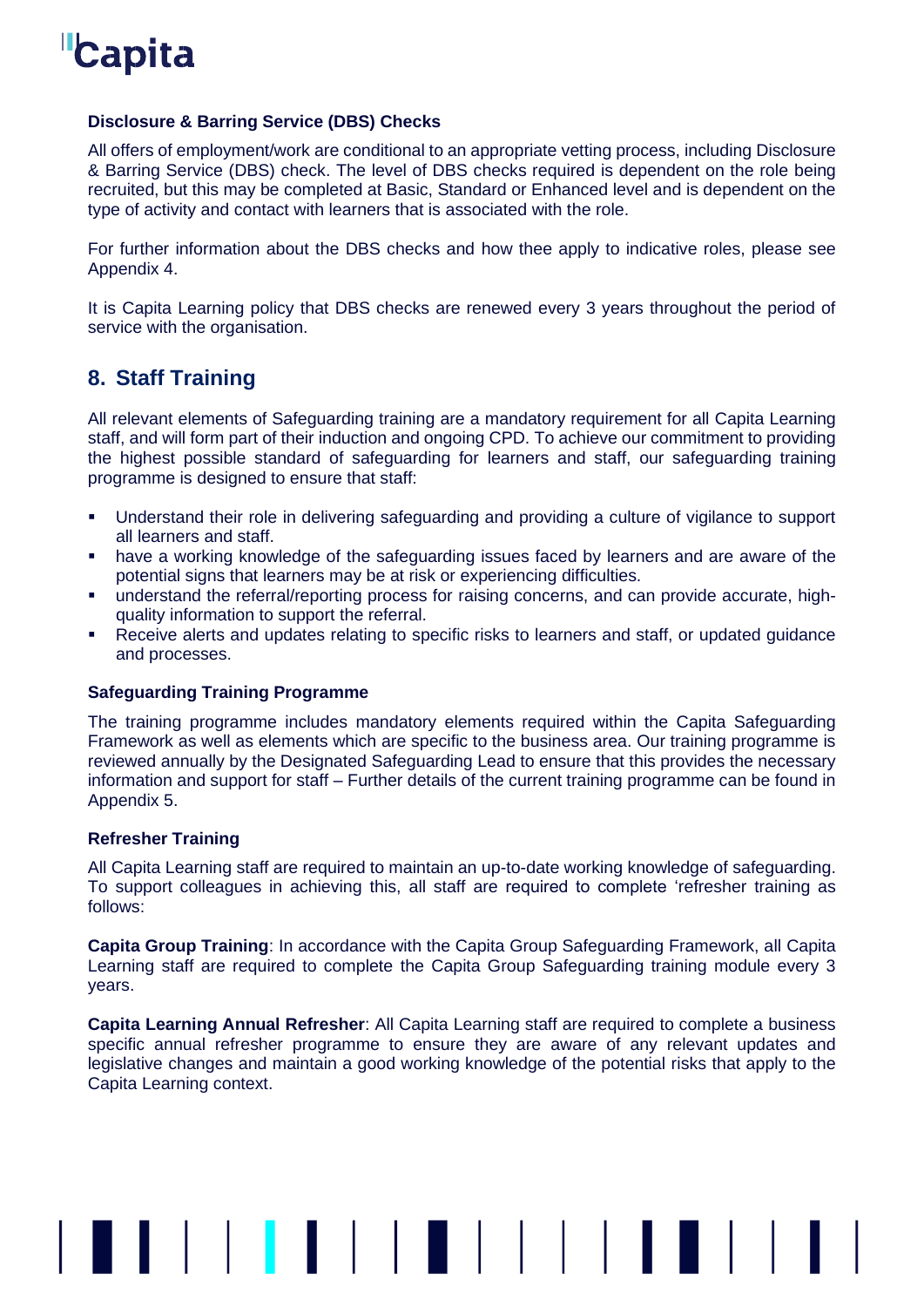### Disclosure & Barring Service (DBS) Checks

All offers of employment/work are conditional to an appropriate vetting process, including Disclosure & Barring Service (DBS) check. The level of DBS checks required is dependent on the role being recruited, but this may be completed at Basic, Standard or Enhanced level and is dependent on the type of activity and contact with learners that is associated with the role.

For further information about the DBS checks and how thee apply to indicative roles, please see Appendix 4.

It is Capita Learning policy that DBS checks are renewed every 3 years throughout the period of service with the organisation.

## 8. Staff Training

All relevant elements of Safeguarding training are a mandatory requirement for all Capita Learning staff, and will form part of their induction and ongoing CPD. To achieve our commitment to providing the highest possible standard of safeguarding for learners and staff, our safeguarding training programme is designed to ensure that staff:

- Understand their role in delivering safeguarding and providing a culture of vigilance to support all learners and staff.
- have a working knowledge of the safeguarding issues faced by learners and are aware of the potential signs that learners may be at risk or experiencing difficulties.
- understand the referral/reporting process for raising concerns, and can provide accurate, high-quality information to support the referral.
- Receive alerts and updates relating to specific risks to learners and staff, or updated guidance and processes.

### Safeguarding Training Programme

The training programme includes mandatory elements required within the Capita Safeguarding Framework as well as elements which are specific to the business area. Our training programme is reviewed annually by the Designated Safeguarding Lead to ensure that this provides the necessary information and support for staff – Further details of the current training programme can be found in Appendix 5.

### Refresher Training

All Capita Learning staff are required to maintain an up-to-date working knowledge of safeguarding. To support colleagues in achieving this, all staff are required to complete 'refresher training as follows:

**Capita Group Training**: In accordance with the Capita Group Safeguarding Framework, all Capita Learning staff are required to complete the Capita Group Safeguarding training module every 3 years.

**Capita Learning Annual Refresher**: All Capita Learning staff are required to complete a business specific annual refresher programme to ensure they are aware of any relevant updates and legislative changes and maintain a good working knowledge of the potential risks that apply to the Capita Learning context.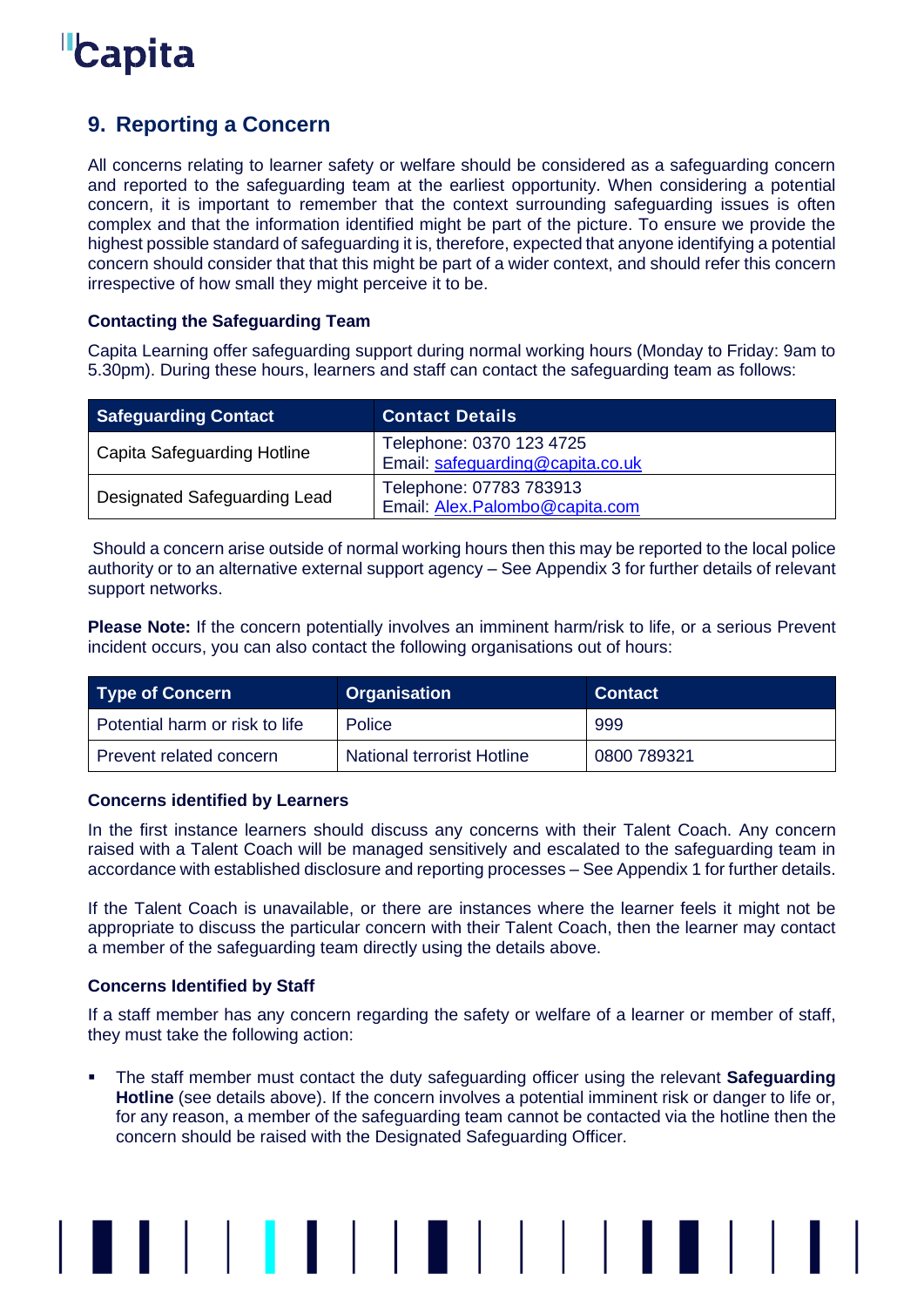## 9. Reporting a Concern

All concerns relating to learner safety or welfare should be considered as a safeguarding concern and reported to the safeguarding team at the earliest opportunity. When considering a potential concern, it is important to remember that the context surrounding safeguarding issues is often complex and that the information identified might be part of the picture. To ensure we provide the highest possible standard of safeguarding it is, therefore, expected that anyone identifying a potential concern should consider that that this might be part of a wider context, and should refer this concern irrespective of how small they might perceive it to be.

### Contacting the Safeguarding Team

Capita Learning offer safeguarding support during normal working hours (Monday to Friday: 9am to 5.30pm). During these hours, learners and staff can contact the safeguarding team as follows:

| Safeguarding Contact | Contact Details |
|---|---|
| Capita Safeguarding Hotline | Telephone: 0370 123 4725<br>Email: safeguarding@capita.co.uk |
| Designated Safeguarding Lead | Telephone: 07783 783913<br>Email: Alex.Palombo@capita.com |

Should a concern arise outside of normal working hours then this may be reported to the local police authority or to an alternative external support agency – See Appendix 3 for further details of relevant support networks.

**Please Note:** If the concern potentially involves an imminent harm/risk to life, or a serious Prevent incident occurs, you can also contact the following organisations out of hours:

| Type of Concern | Organisation | Contact |
|---|---|---|
| Potential harm or risk to life | Police | 999 |
| Prevent related concern | National terrorist Hotline | 0800 789321 |

### Concerns identified by Learners

In the first instance learners should discuss any concerns with their Talent Coach. Any concern raised with a Talent Coach will be managed sensitively and escalated to the safeguarding team in accordance with established disclosure and reporting processes – See Appendix 1 for further details.

If the Talent Coach is unavailable, or there are instances where the learner feels it might not be appropriate to discuss the particular concern with their Talent Coach, then the learner may contact a member of the safeguarding team directly using the details above.

### Concerns Identified by Staff

If a staff member has any concern regarding the safety or welfare of a learner or member of staff, they must take the following action:

- The staff member must contact the duty safeguarding officer using the relevant **Safeguarding Hotline** (see details above). If the concern involves a potential imminent risk or danger to life or, for any reason, a member of the safeguarding team cannot be contacted via the hotline then the concern should be raised with the Designated Safeguarding Officer.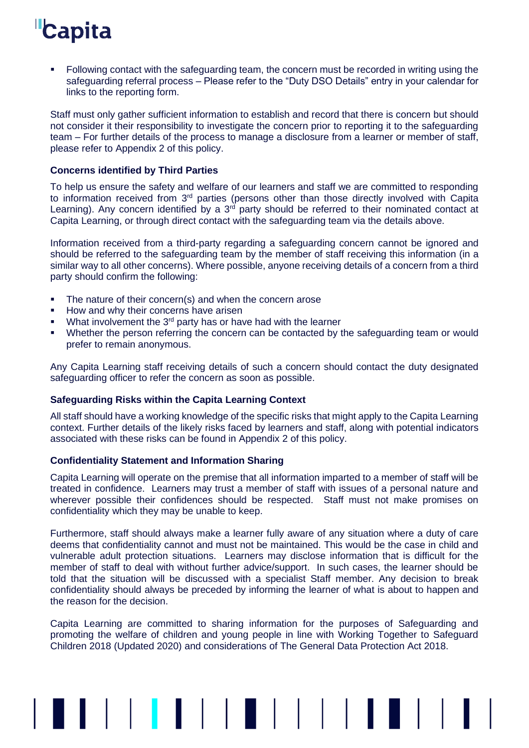- Following contact with the safeguarding team, the concern must be recorded in writing using the safeguarding referral process – Please refer to the "Duty DSO Details" entry in your calendar for links to the reporting form.

Staff must only gather sufficient information to establish and record that there is concern but should not consider it their responsibility to investigate the concern prior to reporting it to the safeguarding team – For further details of the process to manage a disclosure from a learner or member of staff, please refer to Appendix 2 of this policy.

**Concerns identified by Third Parties**

To help us ensure the safety and welfare of our learners and staff we are committed to responding to information received from 3rd parties (persons other than those directly involved with Capita Learning). Any concern identified by a 3rd party should be referred to their nominated contact at Capita Learning, or through direct contact with the safeguarding team via the details above.

Information received from a third-party regarding a safeguarding concern cannot be ignored and should be referred to the safeguarding team by the member of staff receiving this information (in a similar way to all other concerns). Where possible, anyone receiving details of a concern from a third party should confirm the following:

- The nature of their concern(s) and when the concern arose
- How and why their concerns have arisen
- What involvement the 3rd party has or have had with the learner
- Whether the person referring the concern can be contacted by the safeguarding team or would prefer to remain anonymous.

Any Capita Learning staff receiving details of such a concern should contact the duty designated safeguarding officer to refer the concern as soon as possible.

**Safeguarding Risks within the Capita Learning Context**

All staff should have a working knowledge of the specific risks that might apply to the Capita Learning context. Further details of the likely risks faced by learners and staff, along with potential indicators associated with these risks can be found in Appendix 2 of this policy.

**Confidentiality Statement and Information Sharing**

Capita Learning will operate on the premise that all information imparted to a member of staff will be treated in confidence. Learners may trust a member of staff with issues of a personal nature and wherever possible their confidences should be respected. Staff must not make promises on confidentiality which they may be unable to keep.

Furthermore, staff should always make a learner fully aware of any situation where a duty of care deems that confidentiality cannot and must not be maintained. This would be the case in child and vulnerable adult protection situations. Learners may disclose information that is difficult for the member of staff to deal with without further advice/support. In such cases, the learner should be told that the situation will be discussed with a specialist Staff member. Any decision to break confidentiality should always be preceded by informing the learner of what is about to happen and the reason for the decision.

Capita Learning are committed to sharing information for the purposes of Safeguarding and promoting the welfare of children and young people in line with Working Together to Safeguard Children 2018 (Updated 2020) and considerations of The General Data Protection Act 2018.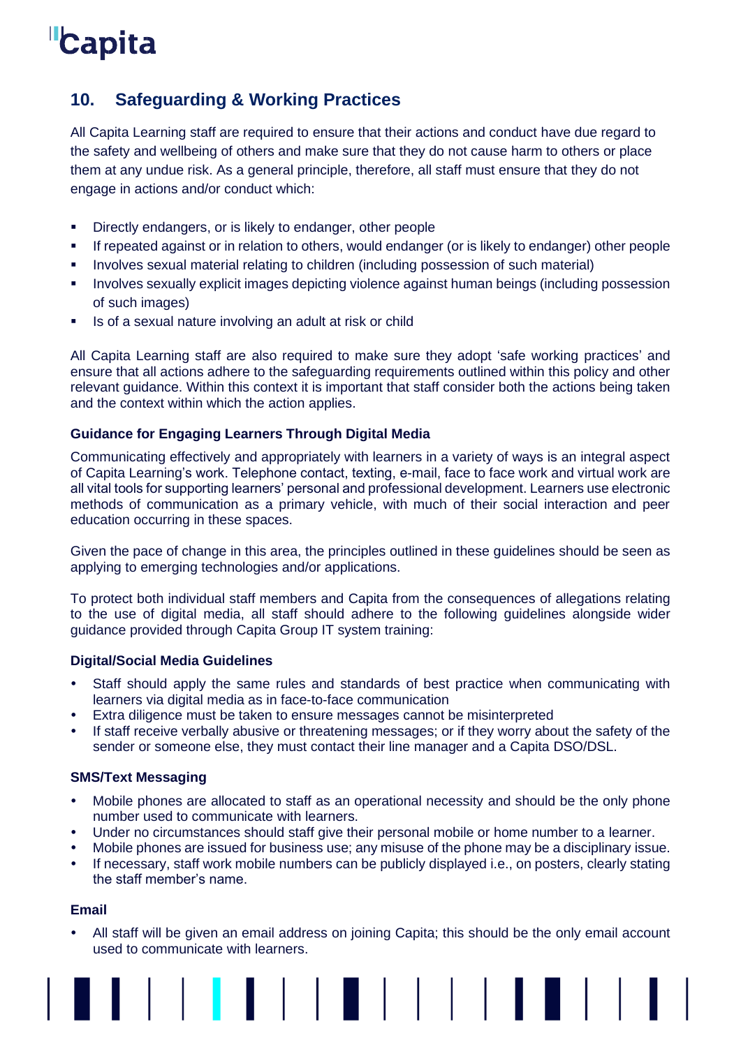## 10. Safeguarding & Working Practices

All Capita Learning staff are required to ensure that their actions and conduct have due regard to the safety and wellbeing of others and make sure that they do not cause harm to others or place them at any undue risk. As a general principle, therefore, all staff must ensure that they do not engage in actions and/or conduct which:

- Directly endangers, or is likely to endanger, other people
- If repeated against or in relation to others, would endanger (or is likely to endanger) other people
- Involves sexual material relating to children (including possession of such material)
- Involves sexually explicit images depicting violence against human beings (including possession of such images)
- Is of a sexual nature involving an adult at risk or child

All Capita Learning staff are also required to make sure they adopt 'safe working practices' and ensure that all actions adhere to the safeguarding requirements outlined within this policy and other relevant guidance. Within this context it is important that staff consider both the actions being taken and the context within which the action applies.

**Guidance for Engaging Learners Through Digital Media**

Communicating effectively and appropriately with learners in a variety of ways is an integral aspect of Capita Learning's work. Telephone contact, texting, e-mail, face to face work and virtual work are all vital tools for supporting learners' personal and professional development. Learners use electronic methods of communication as a primary vehicle, with much of their social interaction and peer education occurring in these spaces.

Given the pace of change in this area, the principles outlined in these guidelines should be seen as applying to emerging technologies and/or applications.

To protect both individual staff members and Capita from the consequences of allegations relating to the use of digital media, all staff should adhere to the following guidelines alongside wider guidance provided through Capita Group IT system training:

**Digital/Social Media Guidelines**

- Staff should apply the same rules and standards of best practice when communicating with learners via digital media as in face-to-face communication
- Extra diligence must be taken to ensure messages cannot be misinterpreted
- If staff receive verbally abusive or threatening messages; or if they worry about the safety of the sender or someone else, they must contact their line manager and a Capita DSO/DSL.

**SMS/Text Messaging**

- Mobile phones are allocated to staff as an operational necessity and should be the only phone number used to communicate with learners.
- Under no circumstances should staff give their personal mobile or home number to a learner.
- Mobile phones are issued for business use; any misuse of the phone may be a disciplinary issue.
- If necessary, staff work mobile numbers can be publicly displayed i.e., on posters, clearly stating the staff member's name.

**Email**

- All staff will be given an email address on joining Capita; this should be the only email account used to communicate with learners.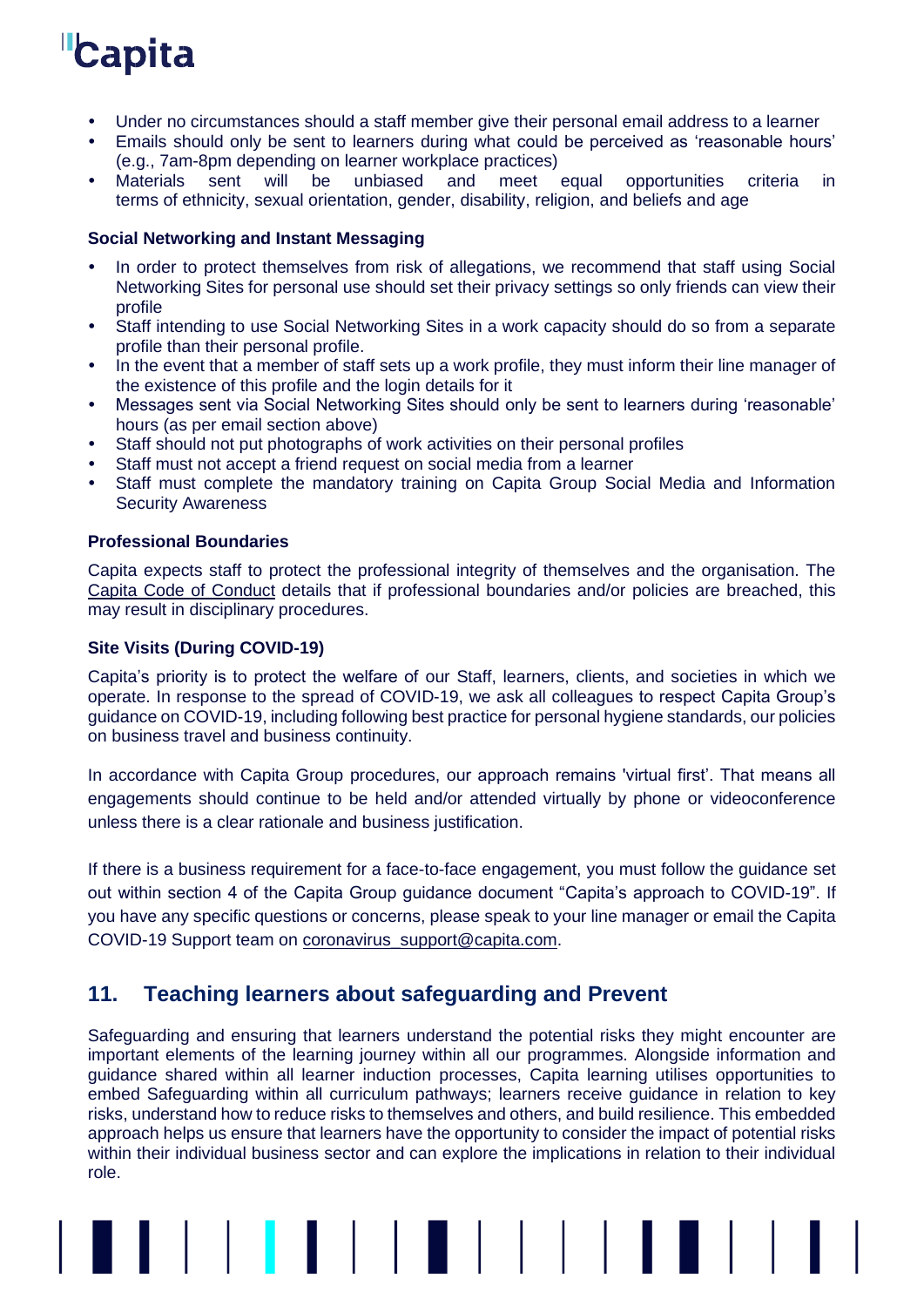- Under no circumstances should a staff member give their personal email address to a learner
- Emails should only be sent to learners during what could be perceived as 'reasonable hours' (e.g., 7am-8pm depending on learner workplace practices)
- Materials sent will be unbiased and meet equal opportunities criteria in terms of ethnicity, sexual orientation, gender, disability, religion, and beliefs and age

**Social Networking and Instant Messaging**

- In order to protect themselves from risk of allegations, we recommend that staff using Social Networking Sites for personal use should set their privacy settings so only friends can view their profile
- Staff intending to use Social Networking Sites in a work capacity should do so from a separate profile than their personal profile.
- In the event that a member of staff sets up a work profile, they must inform their line manager of the existence of this profile and the login details for it
- Messages sent via Social Networking Sites should only be sent to learners during 'reasonable' hours (as per email section above)
- Staff should not put photographs of work activities on their personal profiles
- Staff must not accept a friend request on social media from a learner
- Staff must complete the mandatory training on Capita Group Social Media and Information Security Awareness

**Professional Boundaries**

Capita expects staff to protect the professional integrity of themselves and the organisation. The Capita Code of Conduct details that if professional boundaries and/or policies are breached, this may result in disciplinary procedures.

**Site Visits (During COVID-19)**

Capita's priority is to protect the welfare of our Staff, learners, clients, and societies in which we operate. In response to the spread of COVID-19, we ask all colleagues to respect Capita Group's guidance on COVID-19, including following best practice for personal hygiene standards, our policies on business travel and business continuity.

In accordance with Capita Group procedures, our approach remains 'virtual first'. That means all engagements should continue to be held and/or attended virtually by phone or videoconference unless there is a clear rationale and business justification.

If there is a business requirement for a face-to-face engagement, you must follow the guidance set out within section 4 of the Capita Group guidance document "Capita's approach to COVID-19". If you have any specific questions or concerns, please speak to your line manager or email the Capita COVID-19 Support team on coronavirus_support@capita.com.

## 11. Teaching learners about safeguarding and Prevent

Safeguarding and ensuring that learners understand the potential risks they might encounter are important elements of the learning journey within all our programmes. Alongside information and guidance shared within all learner induction processes, Capita learning utilises opportunities to embed Safeguarding within all curriculum pathways; learners receive guidance in relation to key risks, understand how to reduce risks to themselves and others, and build resilience. This embedded approach helps us ensure that learners have the opportunity to consider the impact of potential risks within their individual business sector and can explore the implications in relation to their individual role.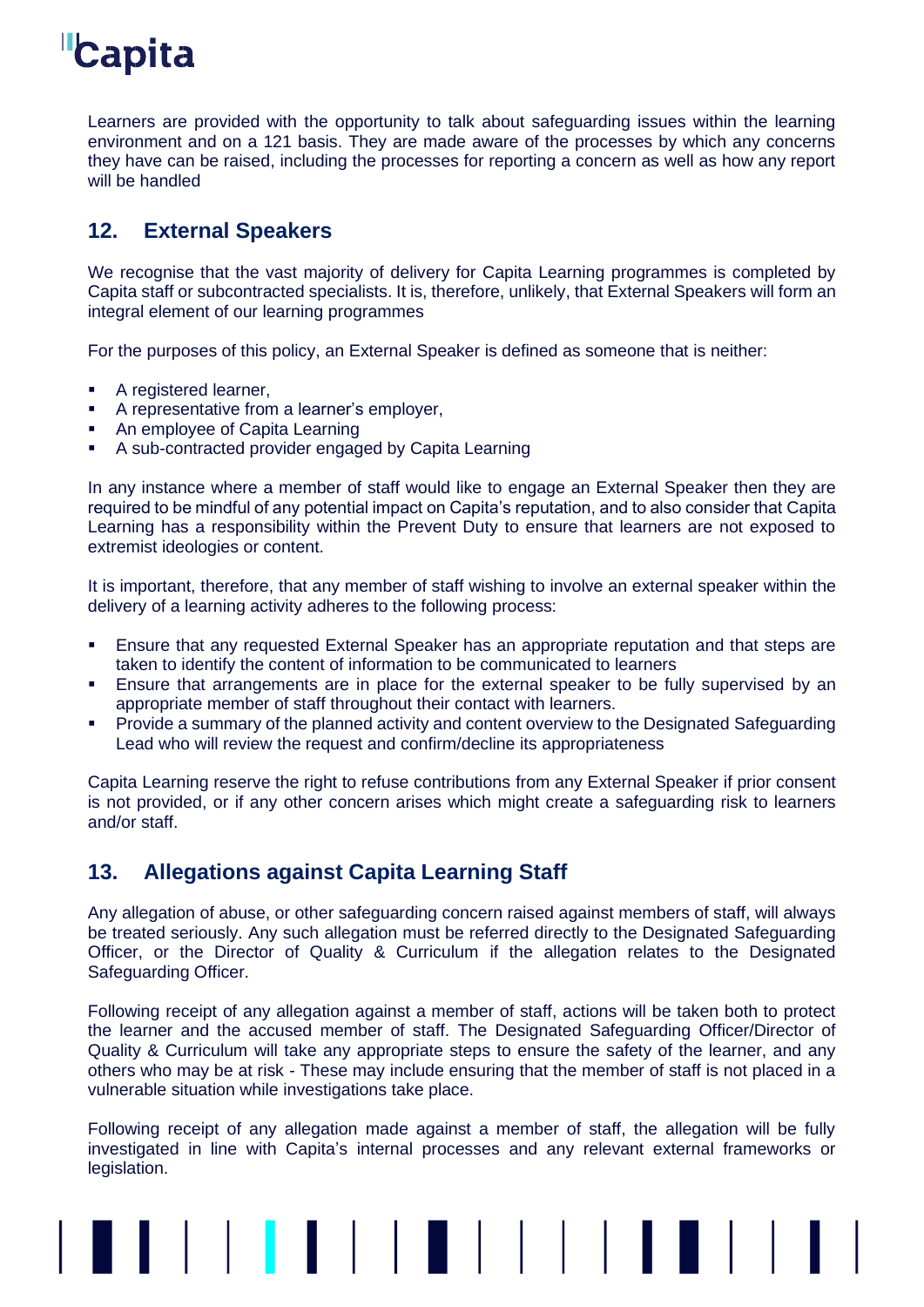Learners are provided with the opportunity to talk about safeguarding issues within the learning environment and on a 121 basis. They are made aware of the processes by which any concerns they have can be raised, including the processes for reporting a concern as well as how any report will be handled

## 12. External Speakers

We recognise that the vast majority of delivery for Capita Learning programmes is completed by Capita staff or subcontracted specialists. It is, therefore, unlikely, that External Speakers will form an integral element of our learning programmes

For the purposes of this policy, an External Speaker is defined as someone that is neither:

- A registered learner,
- A representative from a learner's employer,
- An employee of Capita Learning
- A sub-contracted provider engaged by Capita Learning

In any instance where a member of staff would like to engage an External Speaker then they are required to be mindful of any potential impact on Capita's reputation, and to also consider that Capita Learning has a responsibility within the Prevent Duty to ensure that learners are not exposed to extremist ideologies or content.

It is important, therefore, that any member of staff wishing to involve an external speaker within the delivery of a learning activity adheres to the following process:

- Ensure that any requested External Speaker has an appropriate reputation and that steps are taken to identify the content of information to be communicated to learners
- Ensure that arrangements are in place for the external speaker to be fully supervised by an appropriate member of staff throughout their contact with learners.
- Provide a summary of the planned activity and content overview to the Designated Safeguarding Lead who will review the request and confirm/decline its appropriateness

Capita Learning reserve the right to refuse contributions from any External Speaker if prior consent is not provided, or if any other concern arises which might create a safeguarding risk to learners and/or staff.

## 13. Allegations against Capita Learning Staff

Any allegation of abuse, or other safeguarding concern raised against members of staff, will always be treated seriously. Any such allegation must be referred directly to the Designated Safeguarding Officer, or the Director of Quality & Curriculum if the allegation relates to the Designated Safeguarding Officer.

Following receipt of any allegation against a member of staff, actions will be taken both to protect the learner and the accused member of staff. The Designated Safeguarding Officer/Director of Quality & Curriculum will take any appropriate steps to ensure the safety of the learner, and any others who may be at risk - These may include ensuring that the member of staff is not placed in a vulnerable situation while investigations take place.

Following receipt of any allegation made against a member of staff, the allegation will be fully investigated in line with Capita's internal processes and any relevant external frameworks or legislation.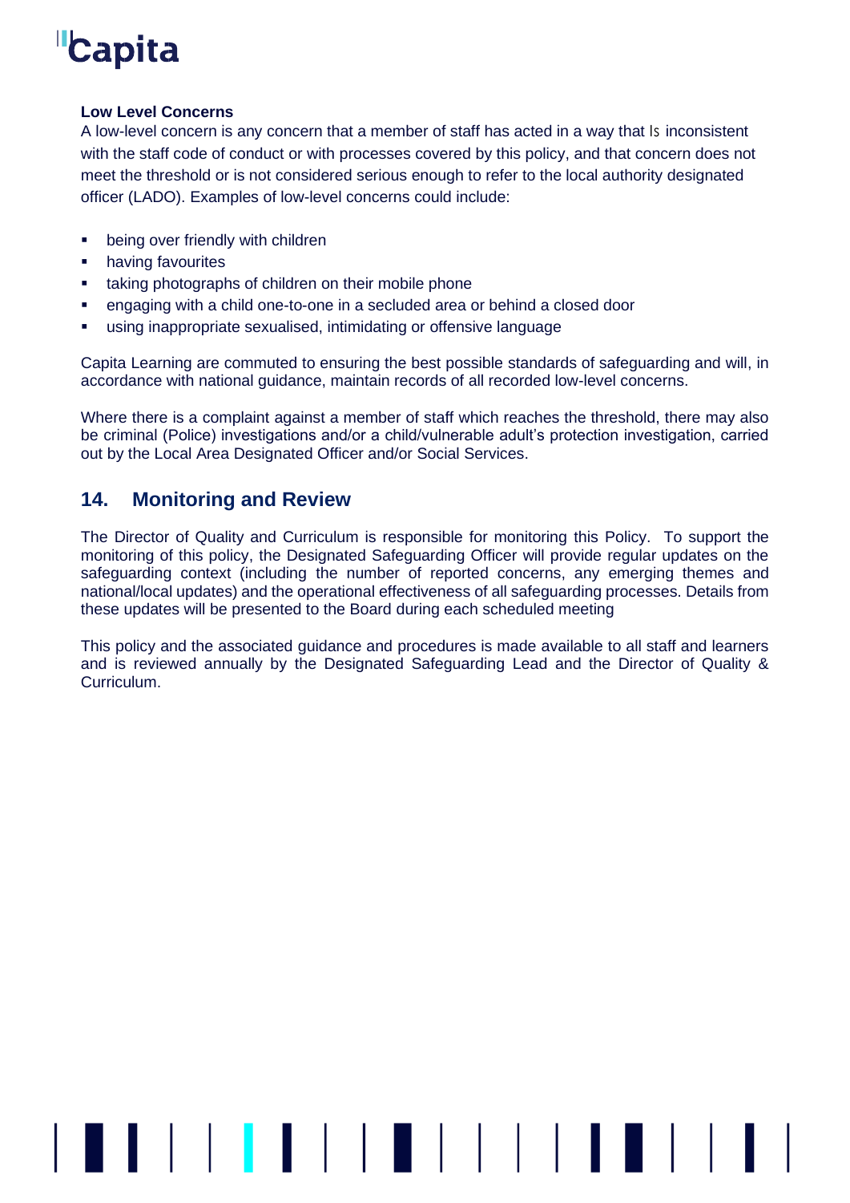**Low Level Concerns**

A low-level concern is any concern that a member of staff has acted in a way that Is inconsistent with the staff code of conduct or with processes covered by this policy, and that concern does not meet the threshold or is not considered serious enough to refer to the local authority designated officer (LADO). Examples of low-level concerns could include:

- being over friendly with children
- having favourites
- taking photographs of children on their mobile phone
- engaging with a child one-to-one in a secluded area or behind a closed door
- using inappropriate sexualised, intimidating or offensive language

Capita Learning are commuted to ensuring the best possible standards of safeguarding and will, in accordance with national guidance, maintain records of all recorded low-level concerns.

Where there is a complaint against a member of staff which reaches the threshold, there may also be criminal (Police) investigations and/or a child/vulnerable adult's protection investigation, carried out by the Local Area Designated Officer and/or Social Services.

## 14. Monitoring and Review

The Director of Quality and Curriculum is responsible for monitoring this Policy. To support the monitoring of this policy, the Designated Safeguarding Officer will provide regular updates on the safeguarding context (including the number of reported concerns, any emerging themes and national/local updates) and the operational effectiveness of all safeguarding processes. Details from these updates will be presented to the Board during each scheduled meeting

This policy and the associated guidance and procedures is made available to all staff and learners and is reviewed annually by the Designated Safeguarding Lead and the Director of Quality & Curriculum.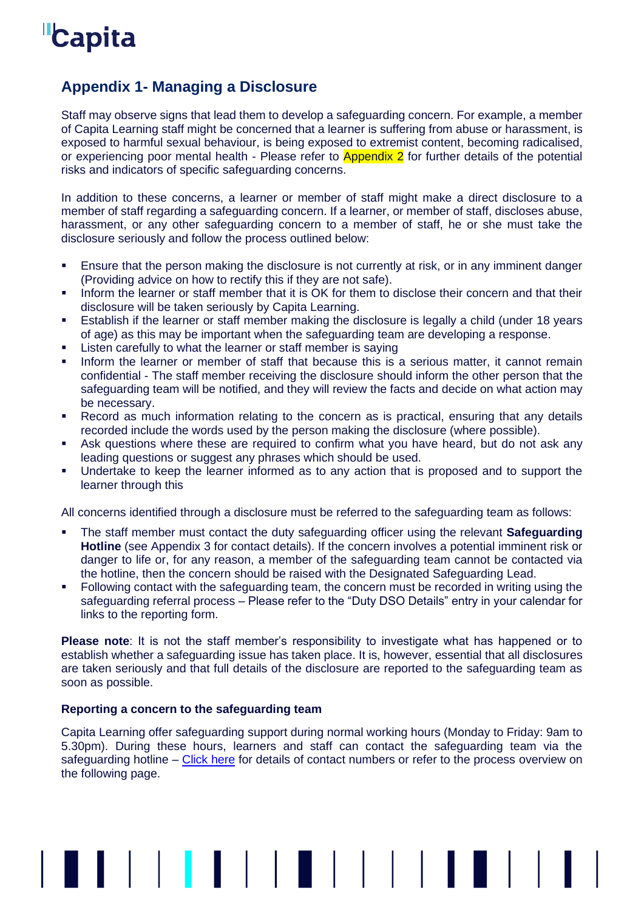## Appendix 1- Managing a Disclosure

Staff may observe signs that lead them to develop a safeguarding concern. For example, a member of Capita Learning staff might be concerned that a learner is suffering from abuse or harassment, is exposed to harmful sexual behaviour, is being exposed to extremist content, becoming radicalised, or experiencing poor mental health - Please refer to Appendix 2 for further details of the potential risks and indicators of specific safeguarding concerns.

In addition to these concerns, a learner or member of staff might make a direct disclosure to a member of staff regarding a safeguarding concern. If a learner, or member of staff, discloses abuse, harassment, or any other safeguarding concern to a member of staff, he or she must take the disclosure seriously and follow the process outlined below:

- Ensure that the person making the disclosure is not currently at risk, or in any imminent danger (Providing advice on how to rectify this if they are not safe).
- Inform the learner or staff member that it is OK for them to disclose their concern and that their disclosure will be taken seriously by Capita Learning.
- Establish if the learner or staff member making the disclosure is legally a child (under 18 years of age) as this may be important when the safeguarding team are developing a response.
- Listen carefully to what the learner or staff member is saying
- Inform the learner or member of staff that because this is a serious matter, it cannot remain confidential - The staff member receiving the disclosure should inform the other person that the safeguarding team will be notified, and they will review the facts and decide on what action may be necessary.
- Record as much information relating to the concern as is practical, ensuring that any details recorded include the words used by the person making the disclosure (where possible).
- Ask questions where these are required to confirm what you have heard, but do not ask any leading questions or suggest any phrases which should be used.
- Undertake to keep the learner informed as to any action that is proposed and to support the learner through this

All concerns identified through a disclosure must be referred to the safeguarding team as follows:

- The staff member must contact the duty safeguarding officer using the relevant **Safeguarding Hotline** (see Appendix 3 for contact details). If the concern involves a potential imminent risk or danger to life or, for any reason, a member of the safeguarding team cannot be contacted via the hotline, then the concern should be raised with the Designated Safeguarding Lead.
- Following contact with the safeguarding team, the concern must be recorded in writing using the safeguarding referral process – Please refer to the "Duty DSO Details" entry in your calendar for links to the reporting form.

**Please note**: It is not the staff member's responsibility to investigate what has happened or to establish whether a safeguarding issue has taken place. It is, however, essential that all disclosures are taken seriously and that full details of the disclosure are reported to the safeguarding team as soon as possible.

### Reporting a concern to the safeguarding team

Capita Learning offer safeguarding support during normal working hours (Monday to Friday: 9am to 5.30pm). During these hours, learners and staff can contact the safeguarding team via the safeguarding hotline – Click here for details of contact numbers or refer to the process overview on the following page.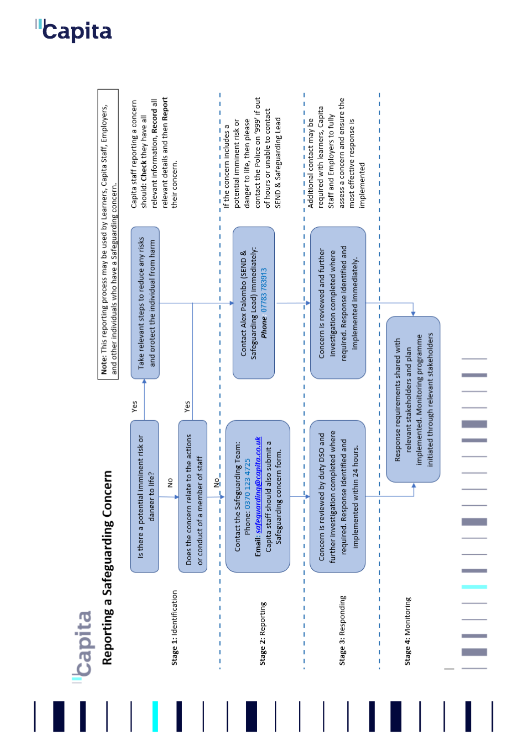# Reporting a Safeguarding Concern

**Note:** This reporting process may be used by Learners, Capita Staff, Employers, and other individuals who have a Safeguarding concern.

## Stage 1: Identification

Is there a potential imminent risk or danger to life?

- **Yes** → Take relevant steps to reduce any risks and protect the individual from harm
- **No** → Does the concern relate to the actions or conduct of a member of staff?
  - **Yes** → Contact Alex Palombo (SEND & Safeguarding Lead) immediately
  - **No** → Contact the Safeguarding Team

Capita staff reporting a concern should: **Check** they have all relevant information, **Record** all relevant details and then **Report** their concern.

## Stage 2: Reporting

Contact the Safeguarding Team:
Phone: 0370 123 4725
**Email:** ***safeguarding@capita.co.uk***
Capita staff should also submit a Safeguarding concern form.

Contact Alex Palombo (SEND & Safeguarding Lead) immediately:
***Phone*** 07783 783913

If the concern includes a potential imminent risk or danger to life, then please contact the Police on '999' if out of hours or unable to contact SEND & Safeguarding Lead

## Stage 3: Responding

Concern is reviewed by duty DSO and further investigation completed where required. Response identified and implemented within 24 hours.

Concern is reviewed and further investigation completed where required. Response identified and implemented immediately.

Additional contact may be required with learners, Capita Staff and Employers to fully assess a concern and ensure the most effective response is implemented

## Stage 4: Monitoring

Response requirements shared with relevant stakeholders and plan implemented. Monitoring programme initiated through relevant stakeholders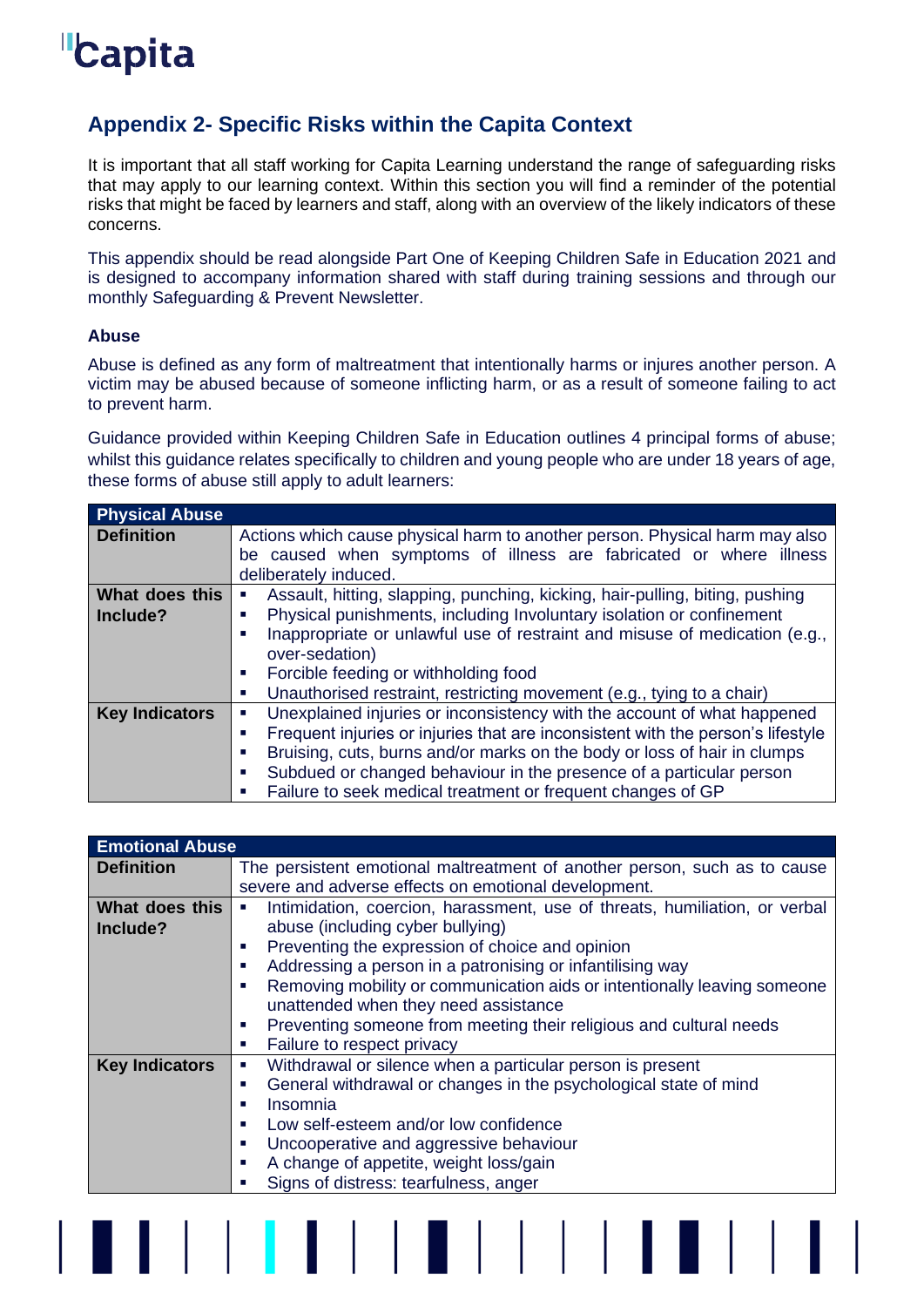## Appendix 2- Specific Risks within the Capita Context

It is important that all staff working for Capita Learning understand the range of safeguarding risks that may apply to our learning context. Within this section you will find a reminder of the potential risks that might be faced by learners and staff, along with an overview of the likely indicators of these concerns.

This appendix should be read alongside Part One of Keeping Children Safe in Education 2021 and is designed to accompany information shared with staff during training sessions and through our monthly Safeguarding & Prevent Newsletter.

### Abuse

Abuse is defined as any form of maltreatment that intentionally harms or injures another person. A victim may be abused because of someone inflicting harm, or as a result of someone failing to act to prevent harm.

Guidance provided within Keeping Children Safe in Education outlines 4 principal forms of abuse; whilst this guidance relates specifically to children and young people who are under 18 years of age, these forms of abuse still apply to adult learners:

| Physical Abuse | |
|---|---|
| **Definition** | Actions which cause physical harm to another person. Physical harm may also be caused when symptoms of illness are fabricated or where illness deliberately induced. |
| **What does this Include?** | ▪ Assault, hitting, slapping, punching, kicking, hair-pulling, biting, pushing<br>▪ Physical punishments, including Involuntary isolation or confinement<br>▪ Inappropriate or unlawful use of restraint and misuse of medication (e.g., over-sedation)<br>▪ Forcible feeding or withholding food<br>▪ Unauthorised restraint, restricting movement (e.g., tying to a chair) |
| **Key Indicators** | ▪ Unexplained injuries or inconsistency with the account of what happened<br>▪ Frequent injuries or injuries that are inconsistent with the person's lifestyle<br>▪ Bruising, cuts, burns and/or marks on the body or loss of hair in clumps<br>▪ Subdued or changed behaviour in the presence of a particular person<br>▪ Failure to seek medical treatment or frequent changes of GP |

| Emotional Abuse | |
|---|---|
| **Definition** | The persistent emotional maltreatment of another person, such as to cause severe and adverse effects on emotional development. |
| **What does this Include?** | ▪ Intimidation, coercion, harassment, use of threats, humiliation, or verbal abuse (including cyber bullying)<br>▪ Preventing the expression of choice and opinion<br>▪ Addressing a person in a patronising or infantilising way<br>▪ Removing mobility or communication aids or intentionally leaving someone unattended when they need assistance<br>▪ Preventing someone from meeting their religious and cultural needs<br>▪ Failure to respect privacy |
| **Key Indicators** | ▪ Withdrawal or silence when a particular person is present<br>▪ General withdrawal or changes in the psychological state of mind<br>▪ Insomnia<br>▪ Low self-esteem and/or low confidence<br>▪ Uncooperative and aggressive behaviour<br>▪ A change of appetite, weight loss/gain<br>▪ Signs of distress: tearfulness, anger |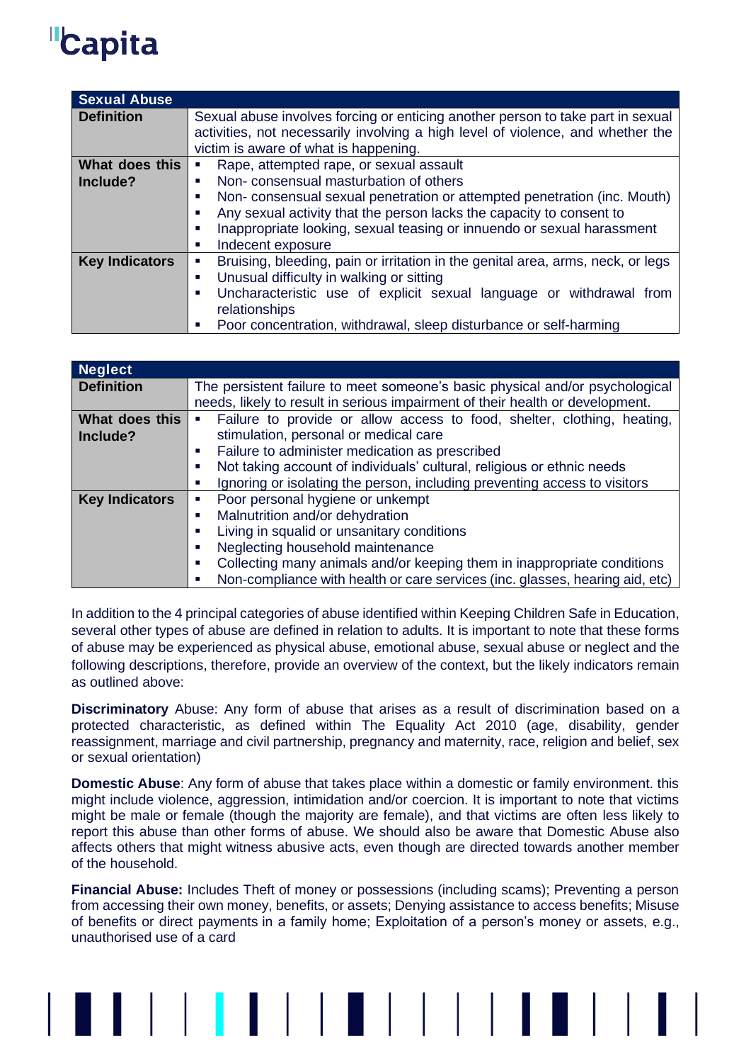| Sexual Abuse | |
|---|---|
| **Definition** | Sexual abuse involves forcing or enticing another person to take part in sexual activities, not necessarily involving a high level of violence, and whether the victim is aware of what is happening. |
| **What does this Include?** | ▪ Rape, attempted rape, or sexual assault<br>▪ Non- consensual masturbation of others<br>▪ Non- consensual sexual penetration or attempted penetration (inc. Mouth)<br>▪ Any sexual activity that the person lacks the capacity to consent to<br>▪ Inappropriate looking, sexual teasing or innuendo or sexual harassment<br>▪ Indecent exposure |
| **Key Indicators** | ▪ Bruising, bleeding, pain or irritation in the genital area, arms, neck, or legs<br>▪ Unusual difficulty in walking or sitting<br>▪ Uncharacteristic use of explicit sexual language or withdrawal from relationships<br>▪ Poor concentration, withdrawal, sleep disturbance or self-harming |

| Neglect | |
|---|---|
| **Definition** | The persistent failure to meet someone's basic physical and/or psychological needs, likely to result in serious impairment of their health or development. |
| **What does this Include?** | ▪ Failure to provide or allow access to food, shelter, clothing, heating, stimulation, personal or medical care<br>▪ Failure to administer medication as prescribed<br>▪ Not taking account of individuals' cultural, religious or ethnic needs<br>▪ Ignoring or isolating the person, including preventing access to visitors |
| **Key Indicators** | ▪ Poor personal hygiene or unkempt<br>▪ Malnutrition and/or dehydration<br>▪ Living in squalid or unsanitary conditions<br>▪ Neglecting household maintenance<br>▪ Collecting many animals and/or keeping them in inappropriate conditions<br>▪ Non-compliance with health or care services (inc. glasses, hearing aid, etc) |

In addition to the 4 principal categories of abuse identified within Keeping Children Safe in Education, several other types of abuse are defined in relation to adults. It is important to note that these forms of abuse may be experienced as physical abuse, emotional abuse, sexual abuse or neglect and the following descriptions, therefore, provide an overview of the context, but the likely indicators remain as outlined above:

**Discriminatory** Abuse: Any form of abuse that arises as a result of discrimination based on a protected characteristic, as defined within The Equality Act 2010 (age, disability, gender reassignment, marriage and civil partnership, pregnancy and maternity, race, religion and belief, sex or sexual orientation)

**Domestic Abuse**: Any form of abuse that takes place within a domestic or family environment. this might include violence, aggression, intimidation and/or coercion. It is important to note that victims might be male or female (though the majority are female), and that victims are often less likely to report this abuse than other forms of abuse. We should also be aware that Domestic Abuse also affects others that might witness abusive acts, even though are directed towards another member of the household.

**Financial Abuse:** Includes Theft of money or possessions (including scams); Preventing a person from accessing their own money, benefits, or assets; Denying assistance to access benefits; Misuse of benefits or direct payments in a family home; Exploitation of a person's money or assets, e.g., unauthorised use of a card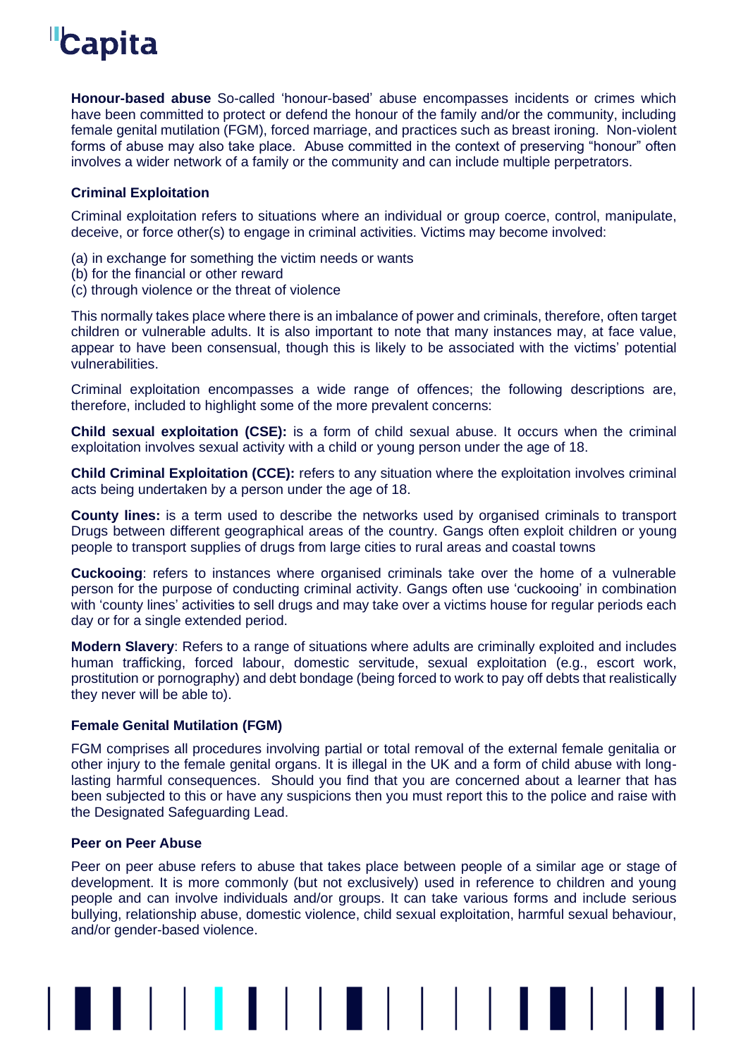**Honour-based abuse** So-called 'honour-based' abuse encompasses incidents or crimes which have been committed to protect or defend the honour of the family and/or the community, including female genital mutilation (FGM), forced marriage, and practices such as breast ironing. Non-violent forms of abuse may also take place. Abuse committed in the context of preserving "honour" often involves a wider network of a family or the community and can include multiple perpetrators.

### Criminal Exploitation

Criminal exploitation refers to situations where an individual or group coerce, control, manipulate, deceive, or force other(s) to engage in criminal activities. Victims may become involved:

(a) in exchange for something the victim needs or wants
(b) for the financial or other reward
(c) through violence or the threat of violence

This normally takes place where there is an imbalance of power and criminals, therefore, often target children or vulnerable adults. It is also important to note that many instances may, at face value, appear to have been consensual, though this is likely to be associated with the victims' potential vulnerabilities.

Criminal exploitation encompasses a wide range of offences; the following descriptions are, therefore, included to highlight some of the more prevalent concerns:

**Child sexual exploitation (CSE):** is a form of child sexual abuse. It occurs when the criminal exploitation involves sexual activity with a child or young person under the age of 18.

**Child Criminal Exploitation (CCE):** refers to any situation where the exploitation involves criminal acts being undertaken by a person under the age of 18.

**County lines:** is a term used to describe the networks used by organised criminals to transport Drugs between different geographical areas of the country. Gangs often exploit children or young people to transport supplies of drugs from large cities to rural areas and coastal towns

**Cuckooing**: refers to instances where organised criminals take over the home of a vulnerable person for the purpose of conducting criminal activity. Gangs often use 'cuckooing' in combination with 'county lines' activities to sell drugs and may take over a victims house for regular periods each day or for a single extended period.

**Modern Slavery**: Refers to a range of situations where adults are criminally exploited and includes human trafficking, forced labour, domestic servitude, sexual exploitation (e.g., escort work, prostitution or pornography) and debt bondage (being forced to work to pay off debts that realistically they never will be able to).

### Female Genital Mutilation (FGM)

FGM comprises all procedures involving partial or total removal of the external female genitalia or other injury to the female genital organs. It is illegal in the UK and a form of child abuse with long-lasting harmful consequences. Should you find that you are concerned about a learner that has been subjected to this or have any suspicions then you must report this to the police and raise with the Designated Safeguarding Lead.

### Peer on Peer Abuse

Peer on peer abuse refers to abuse that takes place between people of a similar age or stage of development. It is more commonly (but not exclusively) used in reference to children and young people and can involve individuals and/or groups. It can take various forms and include serious bullying, relationship abuse, domestic violence, child sexual exploitation, harmful sexual behaviour, and/or gender-based violence.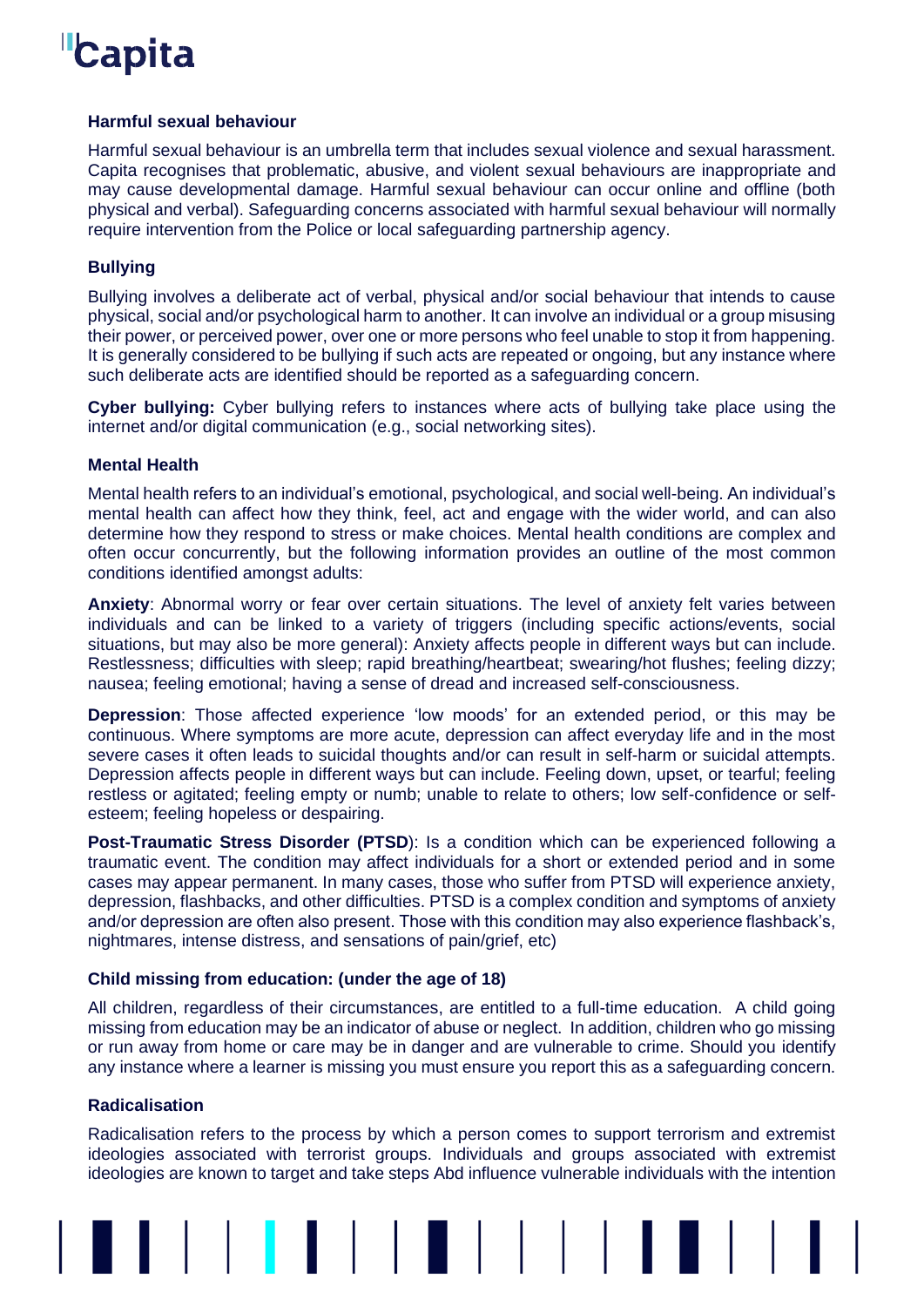**Harmful sexual behaviour**

Harmful sexual behaviour is an umbrella term that includes sexual violence and sexual harassment. Capita recognises that problematic, abusive, and violent sexual behaviours are inappropriate and may cause developmental damage. Harmful sexual behaviour can occur online and offline (both physical and verbal). Safeguarding concerns associated with harmful sexual behaviour will normally require intervention from the Police or local safeguarding partnership agency.

**Bullying**

Bullying involves a deliberate act of verbal, physical and/or social behaviour that intends to cause physical, social and/or psychological harm to another. It can involve an individual or a group misusing their power, or perceived power, over one or more persons who feel unable to stop it from happening. It is generally considered to be bullying if such acts are repeated or ongoing, but any instance where such deliberate acts are identified should be reported as a safeguarding concern.

**Cyber bullying:** Cyber bullying refers to instances where acts of bullying take place using the internet and/or digital communication (e.g., social networking sites).

**Mental Health**

Mental health refers to an individual's emotional, psychological, and social well-being. An individual's mental health can affect how they think, feel, act and engage with the wider world, and can also determine how they respond to stress or make choices. Mental health conditions are complex and often occur concurrently, but the following information provides an outline of the most common conditions identified amongst adults:

**Anxiety**: Abnormal worry or fear over certain situations. The level of anxiety felt varies between individuals and can be linked to a variety of triggers (including specific actions/events, social situations, but may also be more general): Anxiety affects people in different ways but can include. Restlessness; difficulties with sleep; rapid breathing/heartbeat; swearing/hot flushes; feeling dizzy; nausea; feeling emotional; having a sense of dread and increased self-consciousness.

**Depression**: Those affected experience 'low moods' for an extended period, or this may be continuous. Where symptoms are more acute, depression can affect everyday life and in the most severe cases it often leads to suicidal thoughts and/or can result in self-harm or suicidal attempts. Depression affects people in different ways but can include. Feeling down, upset, or tearful; feeling restless or agitated; feeling empty or numb; unable to relate to others; low self-confidence or self-esteem; feeling hopeless or despairing.

**Post-Traumatic Stress Disorder (PTSD**): Is a condition which can be experienced following a traumatic event. The condition may affect individuals for a short or extended period and in some cases may appear permanent. In many cases, those who suffer from PTSD will experience anxiety, depression, flashbacks, and other difficulties. PTSD is a complex condition and symptoms of anxiety and/or depression are often also present. Those with this condition may also experience flashback's, nightmares, intense distress, and sensations of pain/grief, etc)

**Child missing from education: (under the age of 18)**

All children, regardless of their circumstances, are entitled to a full-time education. A child going missing from education may be an indicator of abuse or neglect. In addition, children who go missing or run away from home or care may be in danger and are vulnerable to crime. Should you identify any instance where a learner is missing you must ensure you report this as a safeguarding concern.

**Radicalisation**

Radicalisation refers to the process by which a person comes to support terrorism and extremist ideologies associated with terrorist groups. Individuals and groups associated with extremist ideologies are known to target and take steps Abd influence vulnerable individuals with the intention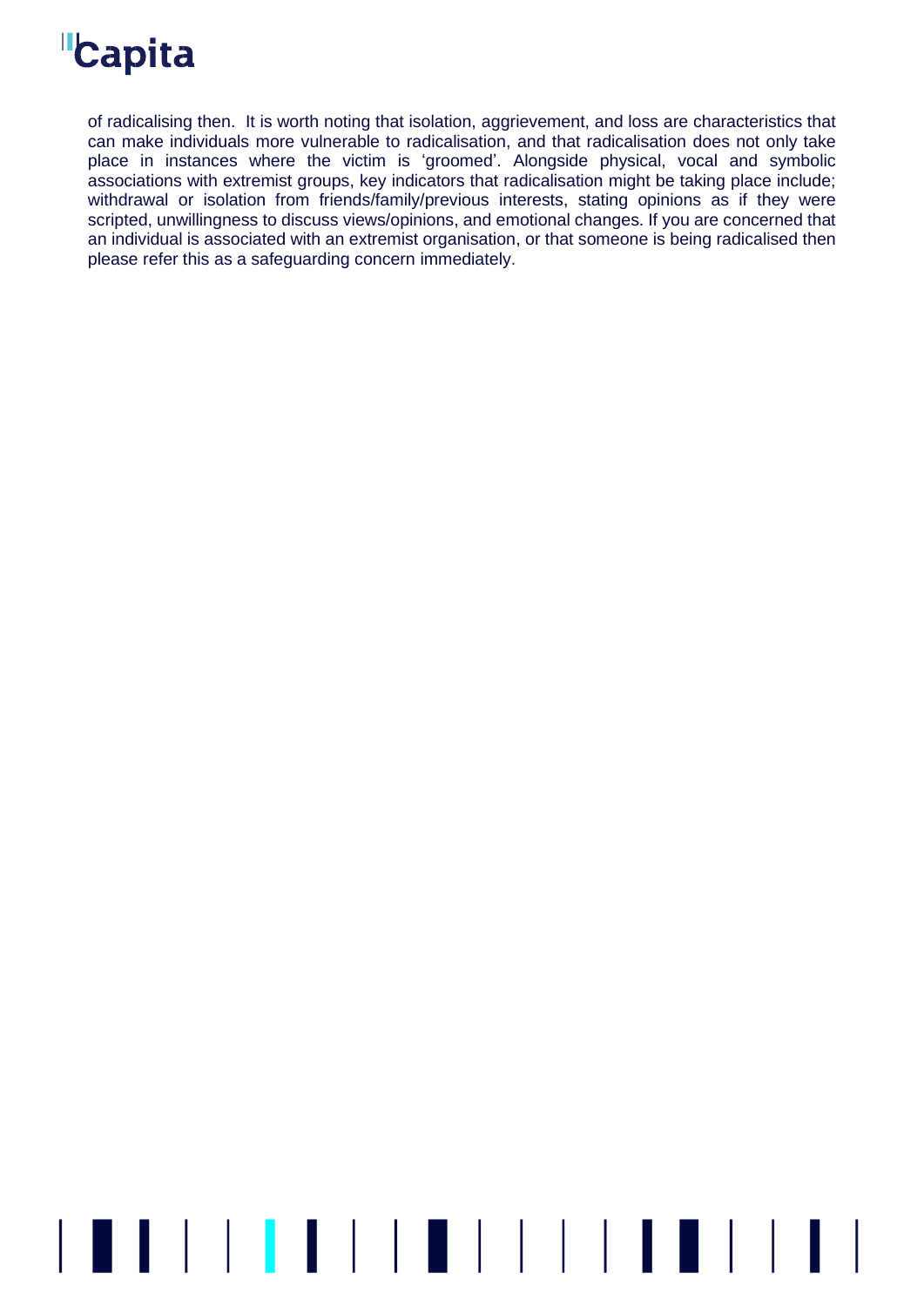of radicalising then. It is worth noting that isolation, aggrievement, and loss are characteristics that can make individuals more vulnerable to radicalisation, and that radicalisation does not only take place in instances where the victim is 'groomed'. Alongside physical, vocal and symbolic associations with extremist groups, key indicators that radicalisation might be taking place include; withdrawal or isolation from friends/family/previous interests, stating opinions as if they were scripted, unwillingness to discuss views/opinions, and emotional changes. If you are concerned that an individual is associated with an extremist organisation, or that someone is being radicalised then please refer this as a safeguarding concern immediately.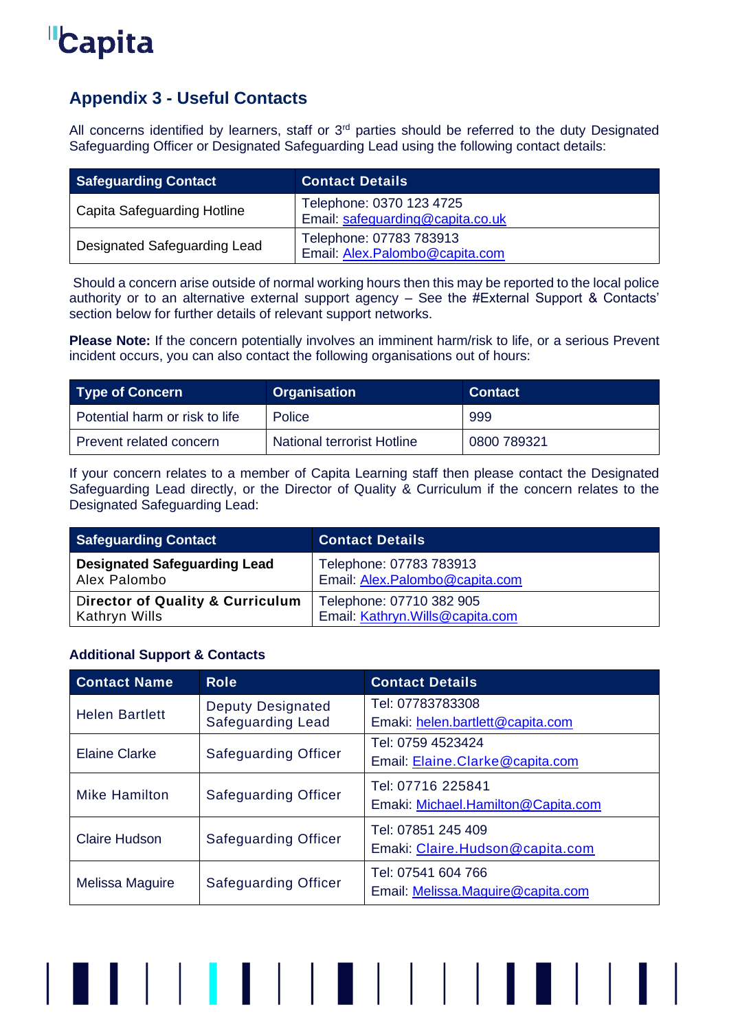## Appendix 3 - Useful Contacts

All concerns identified by learners, staff or 3rd parties should be referred to the duty Designated Safeguarding Officer or Designated Safeguarding Lead using the following contact details:

| Safeguarding Contact | Contact Details |
|---|---|
| Capita Safeguarding Hotline | Telephone: 0370 123 4725<br>Email: safeguarding@capita.co.uk |
| Designated Safeguarding Lead | Telephone: 07783 783913<br>Email: Alex.Palombo@capita.com |

Should a concern arise outside of normal working hours then this may be reported to the local police authority or to an alternative external support agency – See the #External Support & Contacts' section below for further details of relevant support networks.

**Please Note:** If the concern potentially involves an imminent harm/risk to life, or a serious Prevent incident occurs, you can also contact the following organisations out of hours:

| Type of Concern | Organisation | Contact |
|---|---|---|
| Potential harm or risk to life | Police | 999 |
| Prevent related concern | National terrorist Hotline | 0800 789321 |

If your concern relates to a member of Capita Learning staff then please contact the Designated Safeguarding Lead directly, or the Director of Quality & Curriculum if the concern relates to the Designated Safeguarding Lead:

| Safeguarding Contact | Contact Details |
|---|---|
| **Designated Safeguarding Lead**<br>Alex Palombo | Telephone: 07783 783913<br>Email: Alex.Palombo@capita.com |
| **Director of Quality & Curriculum**<br>Kathryn Wills | Telephone: 07710 382 905<br>Email: Kathryn.Wills@capita.com |

### Additional Support & Contacts

| Contact Name | Role | Contact Details |
|---|---|---|
| Helen Bartlett | Deputy Designated Safeguarding Lead | Tel: 07783783308<br>Emaki: helen.bartlett@capita.com |
| Elaine Clarke | Safeguarding Officer | Tel: 0759 4523424<br>Email: Elaine.Clarke@capita.com |
| Mike Hamilton | Safeguarding Officer | Tel: 07716 225841<br>Emaki: Michael.Hamilton@Capita.com |
| Claire Hudson | Safeguarding Officer | Tel: 07851 245 409<br>Emaki: Claire.Hudson@capita.com |
| Melissa Maguire | Safeguarding Officer | Tel: 07541 604 766<br>Email: Melissa.Maguire@capita.com |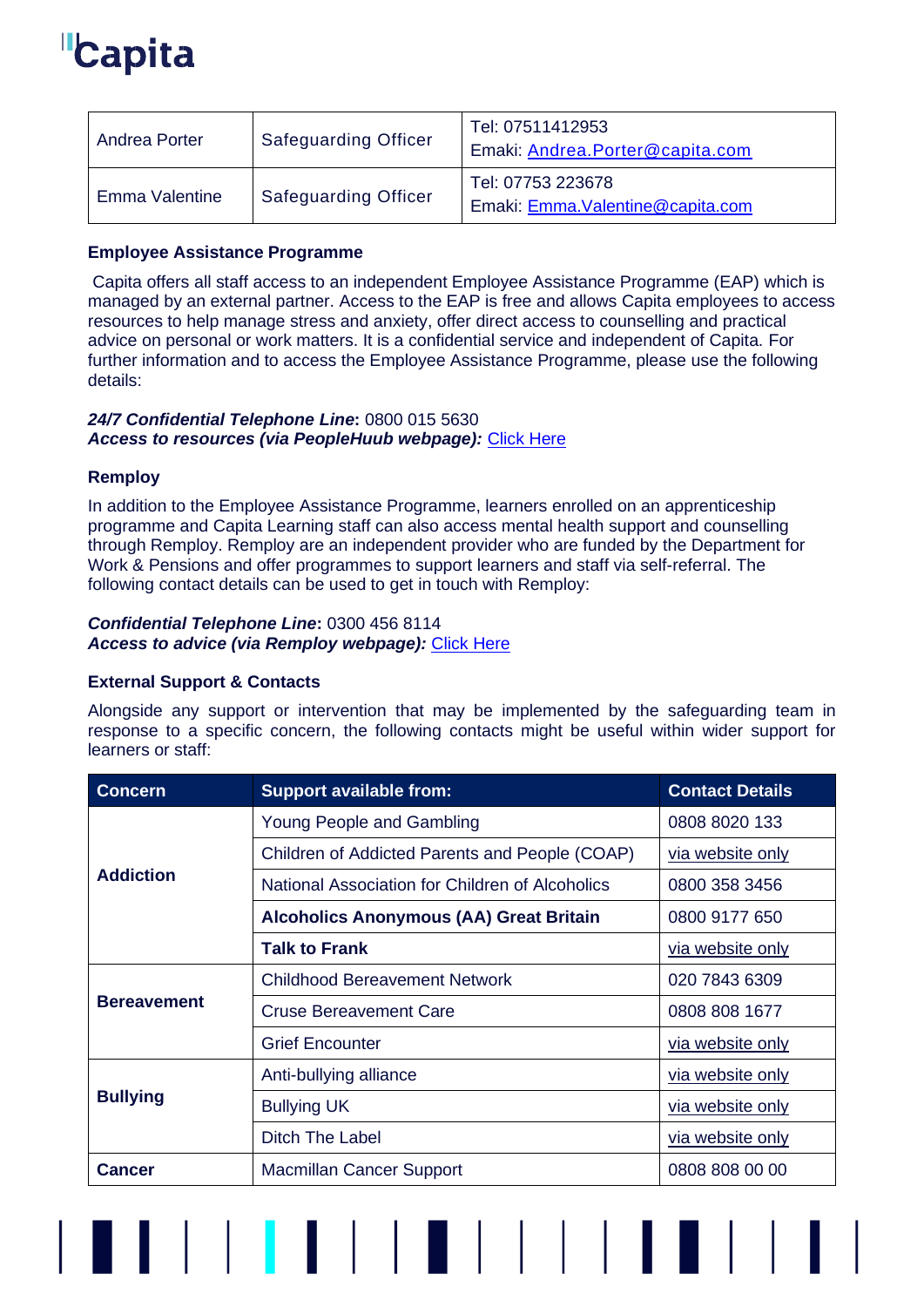| Andrea Porter | Safeguarding Officer | Tel: 07511412953<br>Emaki: Andrea.Porter@capita.com |
|---|---|---|
| Emma Valentine | Safeguarding Officer | Tel: 07753 223678<br>Emaki: Emma.Valentine@capita.com |

**Employee Assistance Programme**

Capita offers all staff access to an independent Employee Assistance Programme (EAP) which is managed by an external partner. Access to the EAP is free and allows Capita employees to access resources to help manage stress and anxiety, offer direct access to counselling and practical advice on personal or work matters. It is a confidential service and independent of Capita. For further information and to access the Employee Assistance Programme, please use the following details:

***24/7 Confidential Telephone Line*:** 0800 015 5630
***Access to resources (via PeopleHuub webpage):*** Click Here

**Remploy**

In addition to the Employee Assistance Programme, learners enrolled on an apprenticeship programme and Capita Learning staff can also access mental health support and counselling through Remploy. Remploy are an independent provider who are funded by the Department for Work & Pensions and offer programmes to support learners and staff via self-referral. The following contact details can be used to get in touch with Remploy:

***Confidential Telephone Line*:** 0300 456 8114
***Access to advice (via Remploy webpage):*** Click Here

**External Support & Contacts**

Alongside any support or intervention that may be implemented by the safeguarding team in response to a specific concern, the following contacts might be useful within wider support for learners or staff:

| Concern | Support available from: | Contact Details |
|---|---|---|
| **Addiction** | Young People and Gambling | 0808 8020 133 |
| | Children of Addicted Parents and People (COAP) | via website only |
| | National Association for Children of Alcoholics | 0800 358 3456 |
| | **Alcoholics Anonymous (AA) Great Britain** | 0800 9177 650 |
| | **Talk to Frank** | via website only |
| **Bereavement** | Childhood Bereavement Network | 020 7843 6309 |
| | Cruse Bereavement Care | 0808 808 1677 |
| | Grief Encounter | via website only |
| **Bullying** | Anti-bullying alliance | via website only |
| | Bullying UK | via website only |
| | Ditch The Label | via website only |
| **Cancer** | Macmillan Cancer Support | 0808 808 00 00 |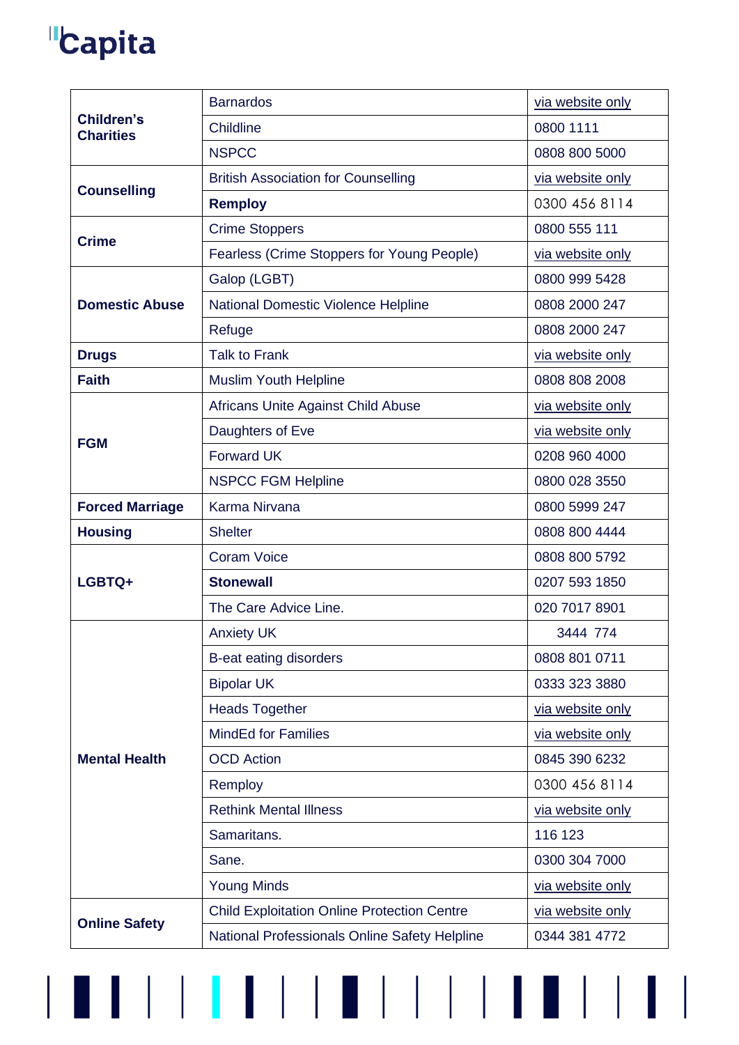| | | |
|---|---|---|
| **Children's Charities** | Barnardos | via website only |
| | Childline | 0800 1111 |
| | NSPCC | 0808 800 5000 |
| **Counselling** | British Association for Counselling | via website only |
| | **Remploy** | 0300 456 8114 |
| **Crime** | Crime Stoppers | 0800 555 111 |
| | Fearless (Crime Stoppers for Young People) | via website only |
| **Domestic Abuse** | Galop (LGBT) | 0800 999 5428 |
| | National Domestic Violence Helpline | 0808 2000 247 |
| | Refuge | 0808 2000 247 |
| **Drugs** | Talk to Frank | via website only |
| **Faith** | Muslim Youth Helpline | 0808 808 2008 |
| **FGM** | Africans Unite Against Child Abuse | via website only |
| | Daughters of Eve | via website only |
| | Forward UK | 0208 960 4000 |
| | NSPCC FGM Helpline | 0800 028 3550 |
| **Forced Marriage** | Karma Nirvana | 0800 5999 247 |
| **Housing** | Shelter | 0808 800 4444 |
| **LGBTQ+** | Coram Voice | 0808 800 5792 |
| | **Stonewall** | 0207 593 1850 |
| | The Care Advice Line. | 020 7017 8901 |
| **Mental Health** | Anxiety UK | 3444 774 |
| | B-eat eating disorders | 0808 801 0711 |
| | Bipolar UK | 0333 323 3880 |
| | Heads Together | via website only |
| | MindEd for Families | via website only |
| | OCD Action | 0845 390 6232 |
| | Remploy | 0300 456 8114 |
| | Rethink Mental Illness | via website only |
| | Samaritans. | 116 123 |
| | Sane. | 0300 304 7000 |
| | Young Minds | via website only |
| **Online Safety** | Child Exploitation Online Protection Centre | via website only |
| | National Professionals Online Safety Helpline | 0344 381 4772 |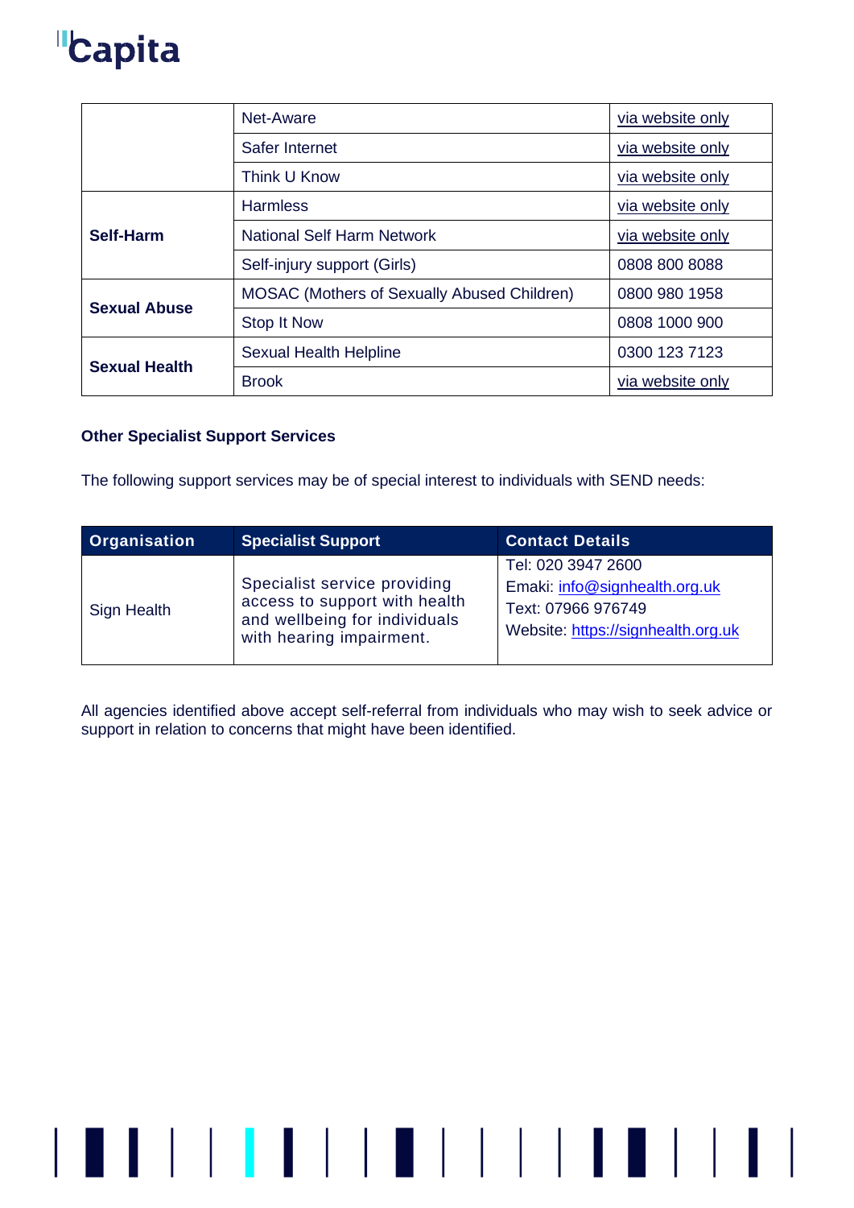| | | |
|---|---|---|
| | Net-Aware | via website only |
| | Safer Internet | via website only |
| | Think U Know | via website only |
| **Self-Harm** | Harmless | via website only |
| | National Self Harm Network | via website only |
| | Self-injury support (Girls) | 0808 800 8088 |
| **Sexual Abuse** | MOSAC (Mothers of Sexually Abused Children) | 0800 980 1958 |
| | Stop It Now | 0808 1000 900 |
| **Sexual Health** | Sexual Health Helpline | 0300 123 7123 |
| | Brook | via website only |

**Other Specialist Support Services**

The following support services may be of special interest to individuals with SEND needs:

| Organisation | Specialist Support | Contact Details |
|---|---|---|
| Sign Health | Specialist service providing access to support with health and wellbeing for individuals with hearing impairment. | Tel: 020 3947 2600<br>Emaki: info@signhealth.org.uk<br>Text: 07966 976749<br>Website: https://signhealth.org.uk |

All agencies identified above accept self-referral from individuals who may wish to seek advice or support in relation to concerns that might have been identified.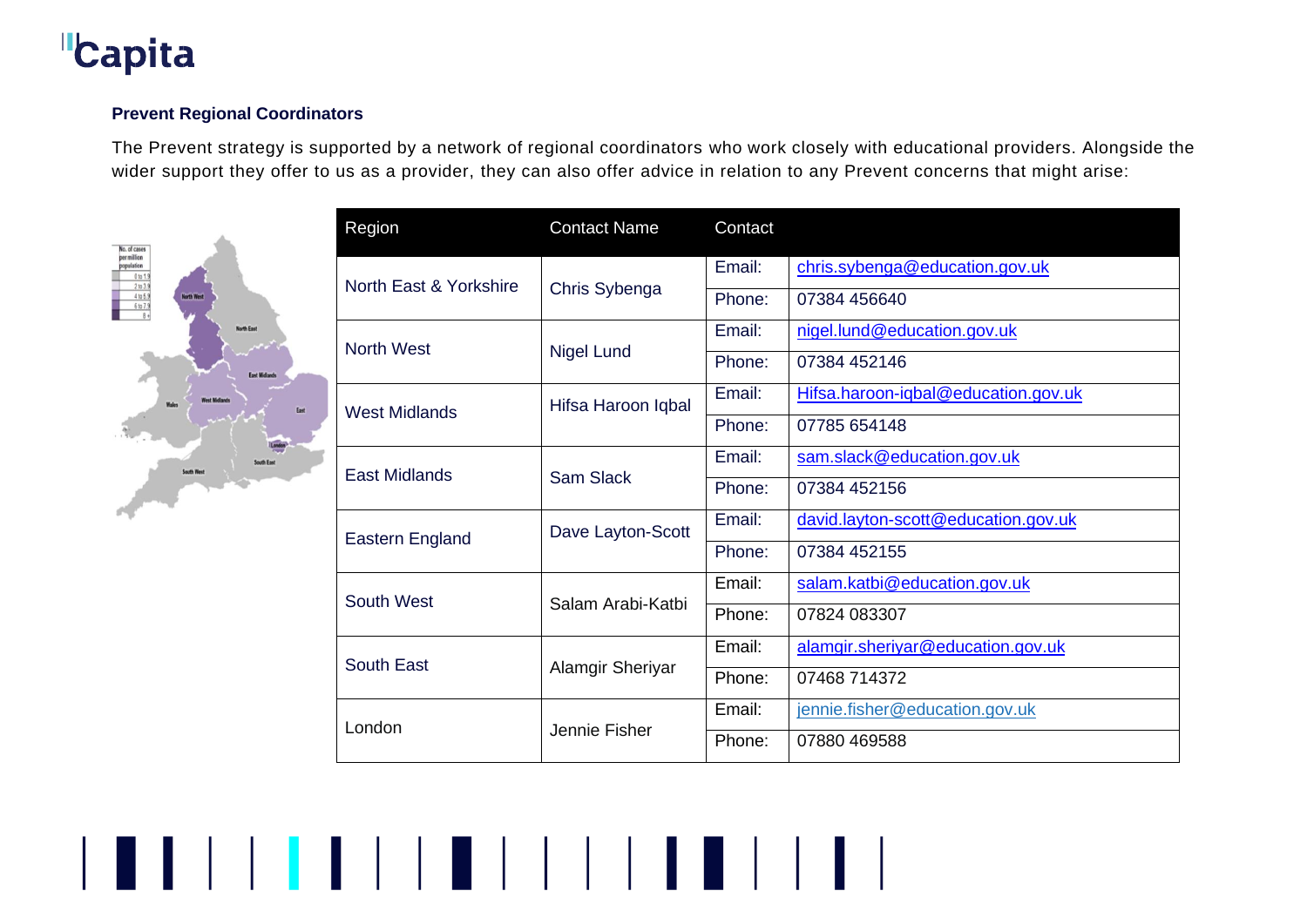### Prevent Regional Coordinators

The Prevent strategy is supported by a network of regional coordinators who work closely with educational providers. Alongside the wider support they offer to us as a provider, they can also offer advice in relation to any Prevent concerns that might arise:

| Region | Contact Name | Contact | |
|---|---|---|---|
| North East & Yorkshire | Chris Sybenga | Email: | chris.sybenga@education.gov.uk |
| | | Phone: | 07384 456640 |
| North West | Nigel Lund | Email: | nigel.lund@education.gov.uk |
| | | Phone: | 07384 452146 |
| West Midlands | Hifsa Haroon Iqbal | Email: | Hifsa.haroon-iqbal@education.gov.uk |
| | | Phone: | 07785 654148 |
| East Midlands | Sam Slack | Email: | sam.slack@education.gov.uk |
| | | Phone: | 07384 452156 |
| Eastern England | Dave Layton-Scott | Email: | david.layton-scott@education.gov.uk |
| | | Phone: | 07384 452155 |
| South West | Salam Arabi-Katbi | Email: | salam.katbi@education.gov.uk |
| | | Phone: | 07824 083307 |
| South East | Alamgir Sheriyar | Email: | alamgir.sheriyar@education.gov.uk |
| | | Phone: | 07468 714372 |
| London | Jennie Fisher | Email: | jennie.fisher@education.gov.uk |
| | | Phone: | 07880 469588 |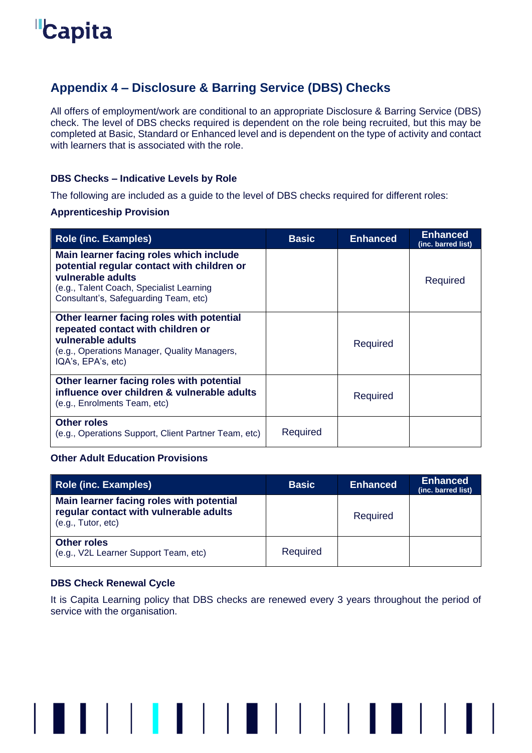## Appendix 4 – Disclosure & Barring Service (DBS) Checks

All offers of employment/work are conditional to an appropriate Disclosure & Barring Service (DBS) check. The level of DBS checks required is dependent on the role being recruited, but this may be completed at Basic, Standard or Enhanced level and is dependent on the type of activity and contact with learners that is associated with the role.

### DBS Checks – Indicative Levels by Role

The following are included as a guide to the level of DBS checks required for different roles:

**Apprenticeship Provision**

| Role (inc. Examples) | Basic | Enhanced | Enhanced (inc. barred list) |
|---|---|---|---|
| **Main learner facing roles which include potential regular contact with children or vulnerable adults** (e.g., Talent Coach, Specialist Learning Consultant's, Safeguarding Team, etc) | | | Required |
| **Other learner facing roles with potential repeated contact with children or vulnerable adults** (e.g., Operations Manager, Quality Managers, IQA's, EPA's, etc) | | Required | |
| **Other learner facing roles with potential influence over children & vulnerable adults** (e.g., Enrolments Team, etc) | | Required | |
| **Other roles** (e.g., Operations Support, Client Partner Team, etc) | Required | | |

**Other Adult Education Provisions**

| Role (inc. Examples) | Basic | Enhanced | Enhanced (inc. barred list) |
|---|---|---|---|
| **Main learner facing roles with potential regular contact with vulnerable adults** (e.g., Tutor, etc) | | Required | |
| **Other roles** (e.g., V2L Learner Support Team, etc) | Required | | |

### DBS Check Renewal Cycle

It is Capita Learning policy that DBS checks are renewed every 3 years throughout the period of service with the organisation.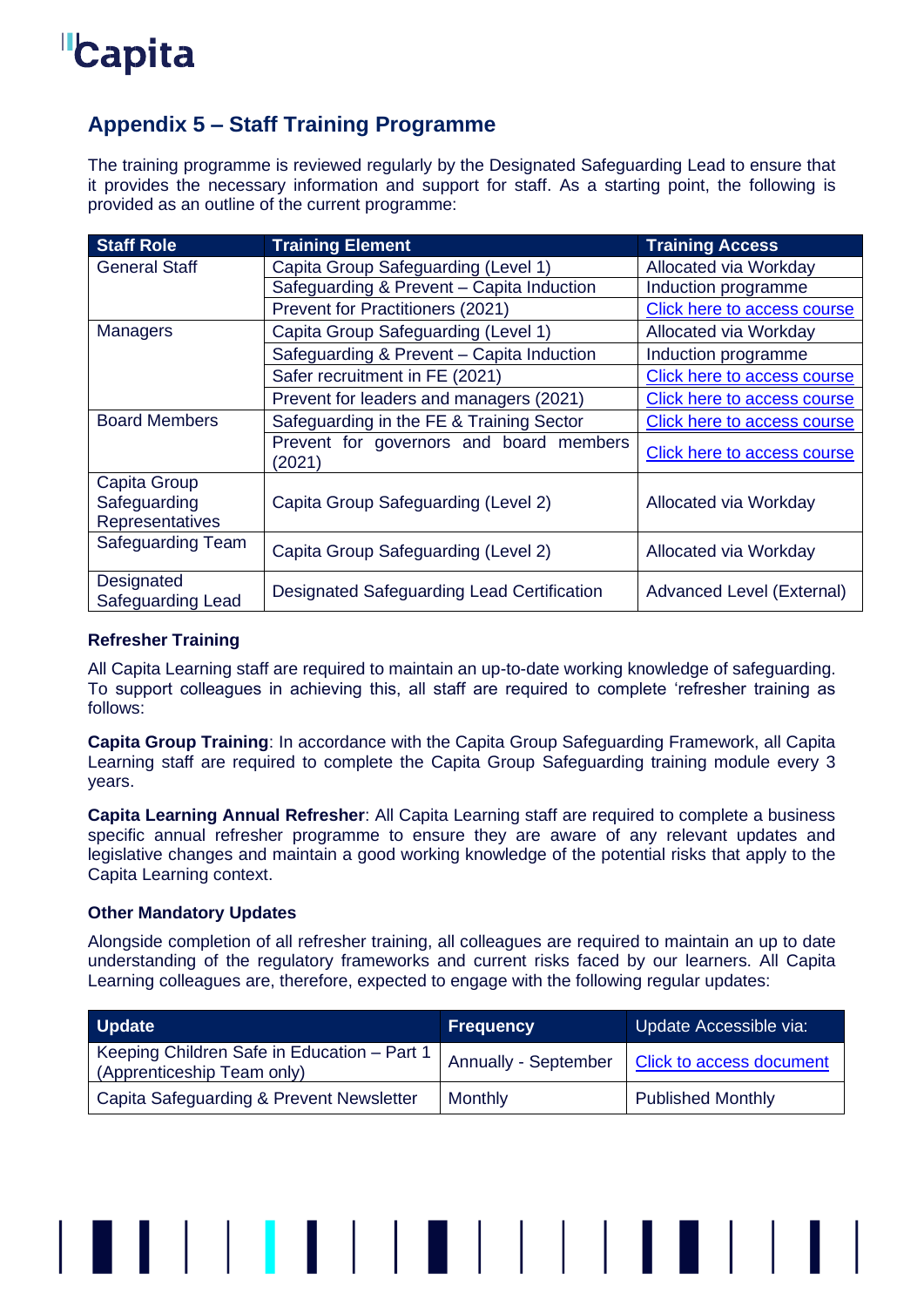## Appendix 5 – Staff Training Programme

The training programme is reviewed regularly by the Designated Safeguarding Lead to ensure that it provides the necessary information and support for staff. As a starting point, the following is provided as an outline of the current programme:

| Staff Role | Training Element | Training Access |
|---|---|---|
| General Staff | Capita Group Safeguarding (Level 1) | Allocated via Workday |
| | Safeguarding & Prevent – Capita Induction | Induction programme |
| | Prevent for Practitioners (2021) | Click here to access course |
| Managers | Capita Group Safeguarding (Level 1) | Allocated via Workday |
| | Safeguarding & Prevent – Capita Induction | Induction programme |
| | Safer recruitment in FE (2021) | Click here to access course |
| | Prevent for leaders and managers (2021) | Click here to access course |
| Board Members | Safeguarding in the FE & Training Sector | Click here to access course |
| | Prevent for governors and board members (2021) | Click here to access course |
| Capita Group Safeguarding Representatives | Capita Group Safeguarding (Level 2) | Allocated via Workday |
| Safeguarding Team | Capita Group Safeguarding (Level 2) | Allocated via Workday |
| Designated Safeguarding Lead | Designated Safeguarding Lead Certification | Advanced Level (External) |

**Refresher Training**

All Capita Learning staff are required to maintain an up-to-date working knowledge of safeguarding. To support colleagues in achieving this, all staff are required to complete 'refresher training as follows:

**Capita Group Training**: In accordance with the Capita Group Safeguarding Framework, all Capita Learning staff are required to complete the Capita Group Safeguarding training module every 3 years.

**Capita Learning Annual Refresher**: All Capita Learning staff are required to complete a business specific annual refresher programme to ensure they are aware of any relevant updates and legislative changes and maintain a good working knowledge of the potential risks that apply to the Capita Learning context.

**Other Mandatory Updates**

Alongside completion of all refresher training, all colleagues are required to maintain an up to date understanding of the regulatory frameworks and current risks faced by our learners. All Capita Learning colleagues are, therefore, expected to engage with the following regular updates:

| Update | Frequency | Update Accessible via: |
|---|---|---|
| Keeping Children Safe in Education – Part 1 (Apprenticeship Team only) | Annually - September | Click to access document |
| Capita Safeguarding & Prevent Newsletter | Monthly | Published Monthly |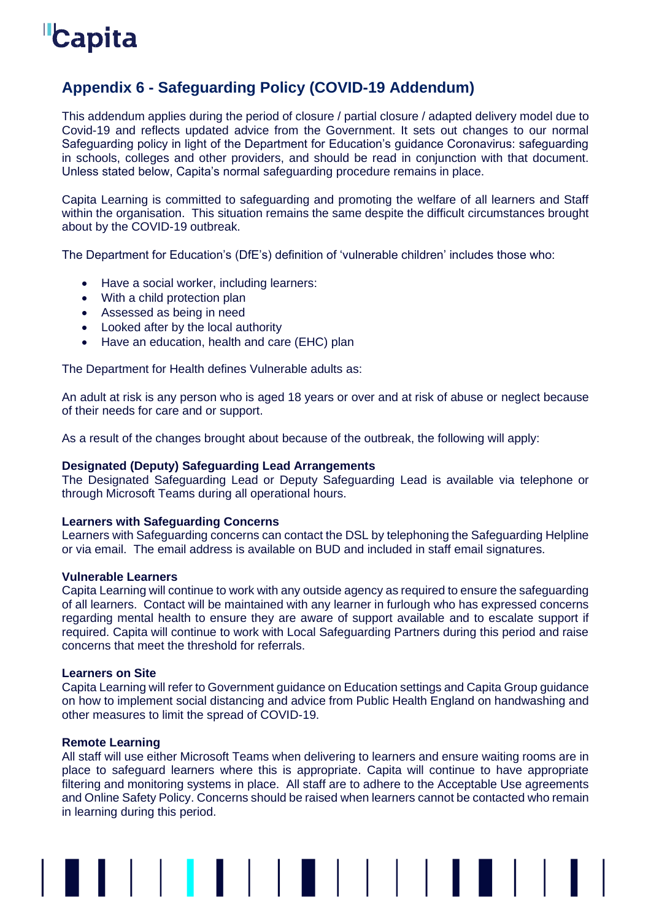## Appendix 6 - Safeguarding Policy (COVID-19 Addendum)

This addendum applies during the period of closure / partial closure / adapted delivery model due to Covid-19 and reflects updated advice from the Government. It sets out changes to our normal Safeguarding policy in light of the Department for Education's guidance Coronavirus: safeguarding in schools, colleges and other providers, and should be read in conjunction with that document. Unless stated below, Capita's normal safeguarding procedure remains in place.

Capita Learning is committed to safeguarding and promoting the welfare of all learners and Staff within the organisation. This situation remains the same despite the difficult circumstances brought about by the COVID-19 outbreak.

The Department for Education's (DfE's) definition of 'vulnerable children' includes those who:

- Have a social worker, including learners:
- With a child protection plan
- Assessed as being in need
- Looked after by the local authority
- Have an education, health and care (EHC) plan

The Department for Health defines Vulnerable adults as:

An adult at risk is any person who is aged 18 years or over and at risk of abuse or neglect because of their needs for care and or support.

As a result of the changes brought about because of the outbreak, the following will apply:

**Designated (Deputy) Safeguarding Lead Arrangements**
The Designated Safeguarding Lead or Deputy Safeguarding Lead is available via telephone or through Microsoft Teams during all operational hours.

**Learners with Safeguarding Concerns**
Learners with Safeguarding concerns can contact the DSL by telephoning the Safeguarding Helpline or via email. The email address is available on BUD and included in staff email signatures.

**Vulnerable Learners**
Capita Learning will continue to work with any outside agency as required to ensure the safeguarding of all learners. Contact will be maintained with any learner in furlough who has expressed concerns regarding mental health to ensure they are aware of support available and to escalate support if required. Capita will continue to work with Local Safeguarding Partners during this period and raise concerns that meet the threshold for referrals.

**Learners on Site**
Capita Learning will refer to Government guidance on Education settings and Capita Group guidance on how to implement social distancing and advice from Public Health England on handwashing and other measures to limit the spread of COVID-19.

**Remote Learning**
All staff will use either Microsoft Teams when delivering to learners and ensure waiting rooms are in place to safeguard learners where this is appropriate. Capita will continue to have appropriate filtering and monitoring systems in place. All staff are to adhere to the Acceptable Use agreements and Online Safety Policy. Concerns should be raised when learners cannot be contacted who remain in learning during this period.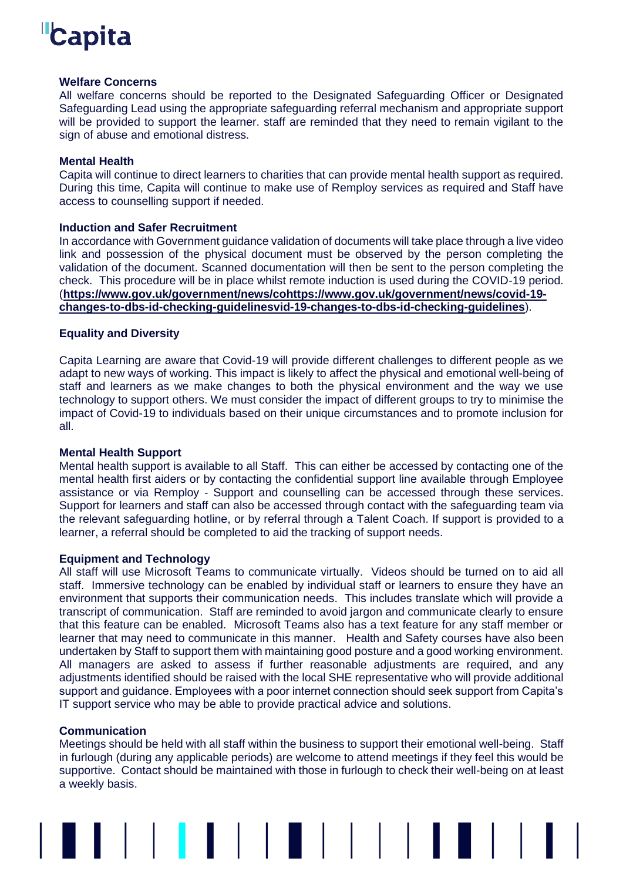### Welfare Concerns

All welfare concerns should be reported to the Designated Safeguarding Officer or Designated Safeguarding Lead using the appropriate safeguarding referral mechanism and appropriate support will be provided to support the learner. staff are reminded that they need to remain vigilant to the sign of abuse and emotional distress.

### Mental Health

Capita will continue to direct learners to charities that can provide mental health support as required. During this time, Capita will continue to make use of Remploy services as required and Staff have access to counselling support if needed.

### Induction and Safer Recruitment

In accordance with Government guidance validation of documents will take place through a live video link and possession of the physical document must be observed by the person completing the validation of the document. Scanned documentation will then be sent to the person completing the check. This procedure will be in place whilst remote induction is used during the COVID-19 period. (**https://www.gov.uk/government/news/cohttps://www.gov.uk/government/news/covid-19-changes-to-dbs-id-checking-guidelinesvid-19-changes-to-dbs-id-checking-guidelines**).

### Equality and Diversity

Capita Learning are aware that Covid-19 will provide different challenges to different people as we adapt to new ways of working. This impact is likely to affect the physical and emotional well-being of staff and learners as we make changes to both the physical environment and the way we use technology to support others. We must consider the impact of different groups to try to minimise the impact of Covid-19 to individuals based on their unique circumstances and to promote inclusion for all.

### Mental Health Support

Mental health support is available to all Staff. This can either be accessed by contacting one of the mental health first aiders or by contacting the confidential support line available through Employee assistance or via Remploy - Support and counselling can be accessed through these services. Support for learners and staff can also be accessed through contact with the safeguarding team via the relevant safeguarding hotline, or by referral through a Talent Coach. If support is provided to a learner, a referral should be completed to aid the tracking of support needs.

### Equipment and Technology

All staff will use Microsoft Teams to communicate virtually. Videos should be turned on to aid all staff. Immersive technology can be enabled by individual staff or learners to ensure they have an environment that supports their communication needs. This includes translate which will provide a transcript of communication. Staff are reminded to avoid jargon and communicate clearly to ensure that this feature can be enabled. Microsoft Teams also has a text feature for any staff member or learner that may need to communicate in this manner. Health and Safety courses have also been undertaken by Staff to support them with maintaining good posture and a good working environment. All managers are asked to assess if further reasonable adjustments are required, and any adjustments identified should be raised with the local SHE representative who will provide additional support and guidance. Employees with a poor internet connection should seek support from Capita's IT support service who may be able to provide practical advice and solutions.

### Communication

Meetings should be held with all staff within the business to support their emotional well-being. Staff in furlough (during any applicable periods) are welcome to attend meetings if they feel this would be supportive. Contact should be maintained with those in furlough to check their well-being on at least a weekly basis.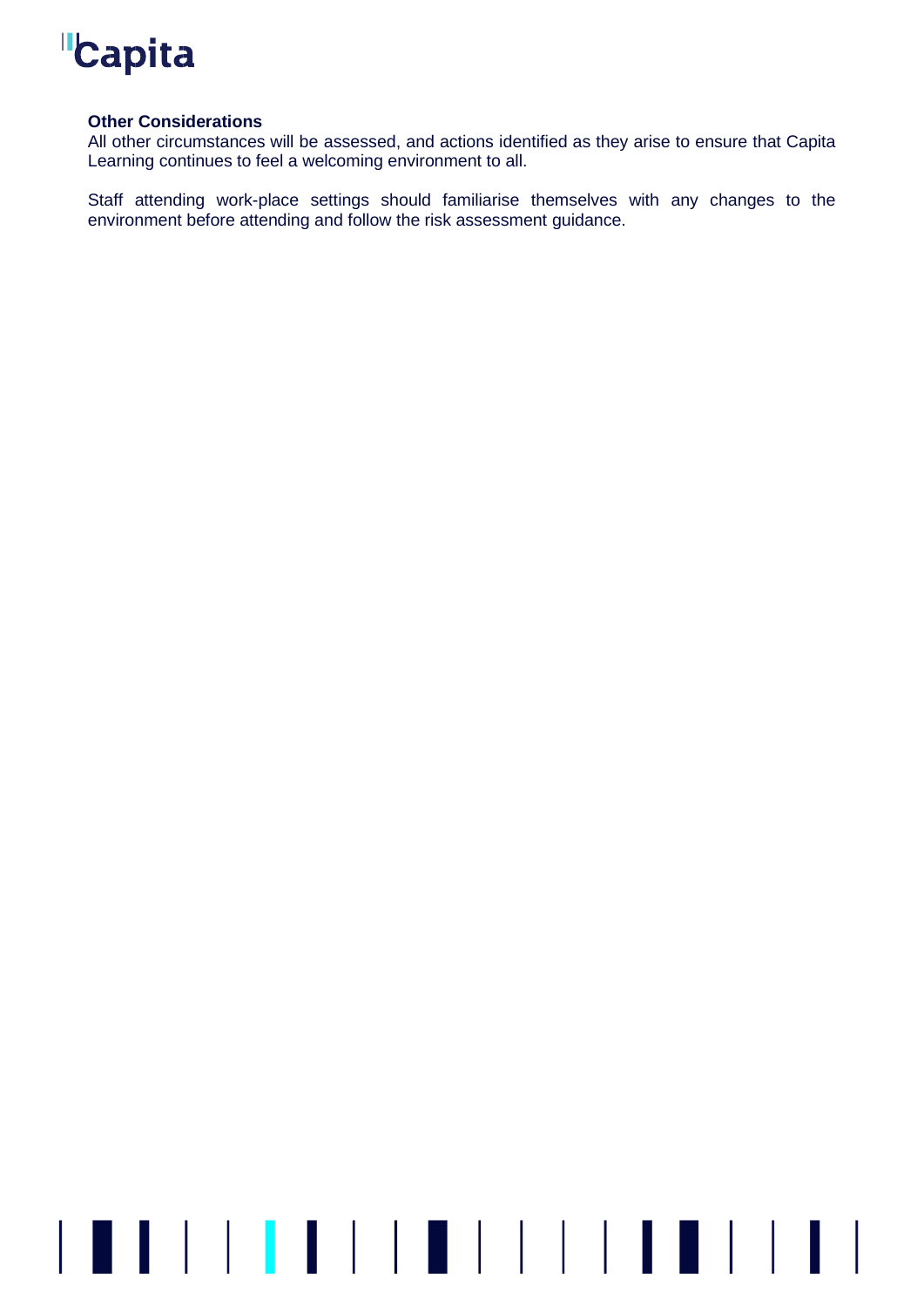**Other Considerations**

All other circumstances will be assessed, and actions identified as they arise to ensure that Capita Learning continues to feel a welcoming environment to all.

Staff attending work-place settings should familiarise themselves with any changes to the environment before attending and follow the risk assessment guidance.